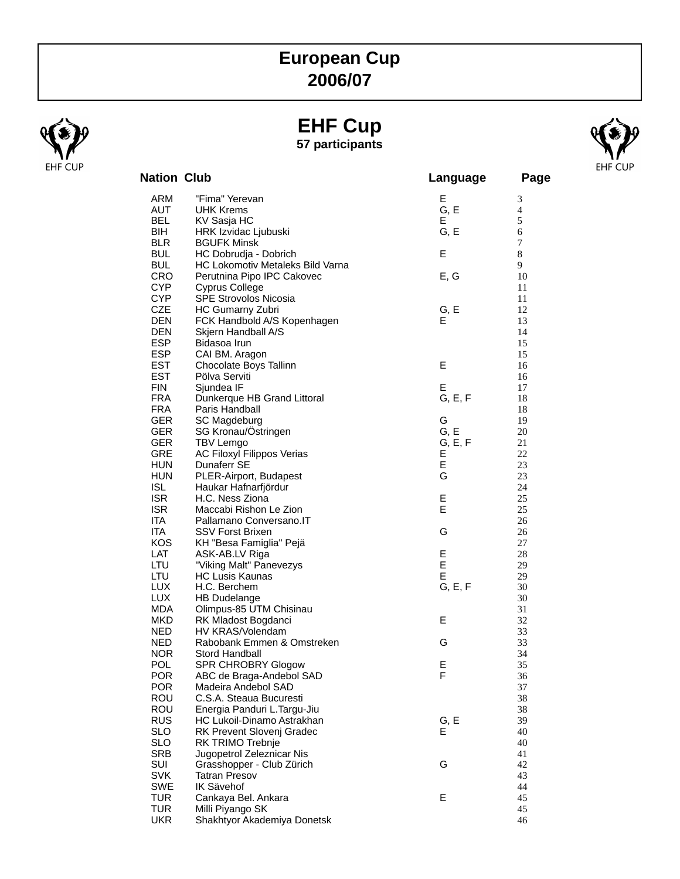# European Cup
# 2006/07

## EHF Cup

**57 participants**

| Nation | Club | Language | Page |
|---|---|---|---|
| ARM | "Fima" Yerevan | E | 3 |
| AUT | UHK Krems | G, E | 4 |
| BEL | KV Sasja HC | E | 5 |
| BIH | HRK Izvidac Ljubuski | G, E | 6 |
| BLR | BGUFK Minsk | | 7 |
| BUL | HC Dobrudja - Dobrich | E | 8 |
| BUL | HC Lokomotiv Metaleks Bild Varna | | 9 |
| CRO | Perutnina Pipo IPC Cakovec | E, G | 10 |
| CYP | Cyprus College | | 11 |
| CYP | SPE Strovolos Nicosia | | 11 |
| CZE | HC Gumarny Zubri | G, E | 12 |
| DEN | FCK Handbold A/S Kopenhagen | E | 13 |
| DEN | Skjern Handball A/S | | 14 |
| ESP | Bidasoa Irun | | 15 |
| ESP | CAI BM. Aragon | | 15 |
| EST | Chocolate Boys Tallinn | E | 16 |
| EST | Pölva Serviti | | 16 |
| FIN | Sjundea IF | E | 17 |
| FRA | Dunkerque HB Grand Littoral | G, E, F | 18 |
| FRA | Paris Handball | | 18 |
| GER | SC Magdeburg | G | 19 |
| GER | SG Kronau/Östringen | G, E | 20 |
| GER | TBV Lemgo | G, E, F | 21 |
| GRE | AC Filoxyl Filippos Verias | E | 22 |
| HUN | Dunaferr SE | E | 23 |
| HUN | PLER-Airport, Budapest | G | 23 |
| ISL | Haukar Hafnarfjördur | | 24 |
| ISR | H.C. Ness Ziona | E | 25 |
| ISR | Maccabi Rishon Le Zion | E | 25 |
| ITA | Pallamano Conversano.IT | | 26 |
| ITA | SSV Forst Brixen | G | 26 |
| KOS | KH "Besa Famiglia" Pejä | | 27 |
| LAT | ASK-AB.LV Riga | E | 28 |
| LTU | "Viking Malt" Panevezys | E | 29 |
| LTU | HC Lusis Kaunas | E | 29 |
| LUX | H.C. Berchem | G, E, F | 30 |
| LUX | HB Dudelange | | 30 |
| MDA | Olimpus-85 UTM Chisinau | | 31 |
| MKD | RK Mladost Bogdanci | E | 32 |
| NED | HV KRAS/Volendam | | 33 |
| NED | Rabobank Emmen & Omstreken | G | 33 |
| NOR | Stord Handball | | 34 |
| POL | SPR CHROBRY Glogow | E | 35 |
| POR | ABC de Braga-Andebol SAD | F | 36 |
| POR | Madeira Andebol SAD | | 37 |
| ROU | C.S.A. Steaua Bucuresti | | 38 |
| ROU | Energia Panduri L.Targu-Jiu | | 38 |
| RUS | HC Lukoil-Dinamo Astrakhan | G, E | 39 |
| SLO | RK Prevent Slovenj Gradec | E | 40 |
| SLO | RK TRIMO Trebnje | | 40 |
| SRB | Jugopetrol Zeleznicar Nis | | 41 |
| SUI | Grasshopper - Club Zürich | G | 42 |
| SVK | Tatran Presov | | 43 |
| SWE | IK Sävehof | | 44 |
| TUR | Cankaya Bel. Ankara | E | 45 |
| TUR | Milli Piyango SK | | 45 |
| UKR | Shakhtyor Akademiya Donetsk | | 46 |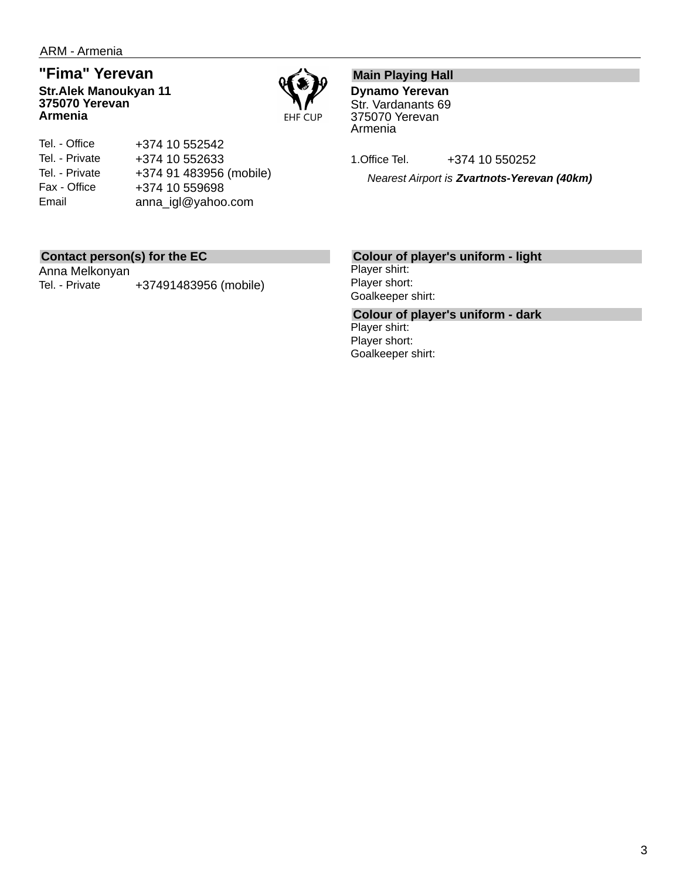ARM - Armenia

## "Fima" Yerevan

**Str.Alek Manoukyan 11**
**375070 Yerevan**
**Armenia**

EHF CUP

| | |
|---|---|
| Tel. - Office | +374 10 552542 |
| Tel. - Private | +374 10 552633 |
| Tel. - Private | +374 91 483956 (mobile) |
| Fax - Office | +374 10 559698 |
| Email | anna_igl@yahoo.com |

### Main Playing Hall

**Dynamo Yerevan**
Str. Vardanants 69
375070 Yerevan
Armenia

1.Office Tel. +374 10 550252

*Nearest Airport is **Zvartnots-Yerevan (40km)***

### Contact person(s) for the EC

Anna Melkonyan
Tel. - Private +37491483956 (mobile)

### Colour of player's uniform - light

Player shirt:
Player short:
Goalkeeper shirt:

### Colour of player's uniform - dark

Player shirt:
Player short:
Goalkeeper shirt: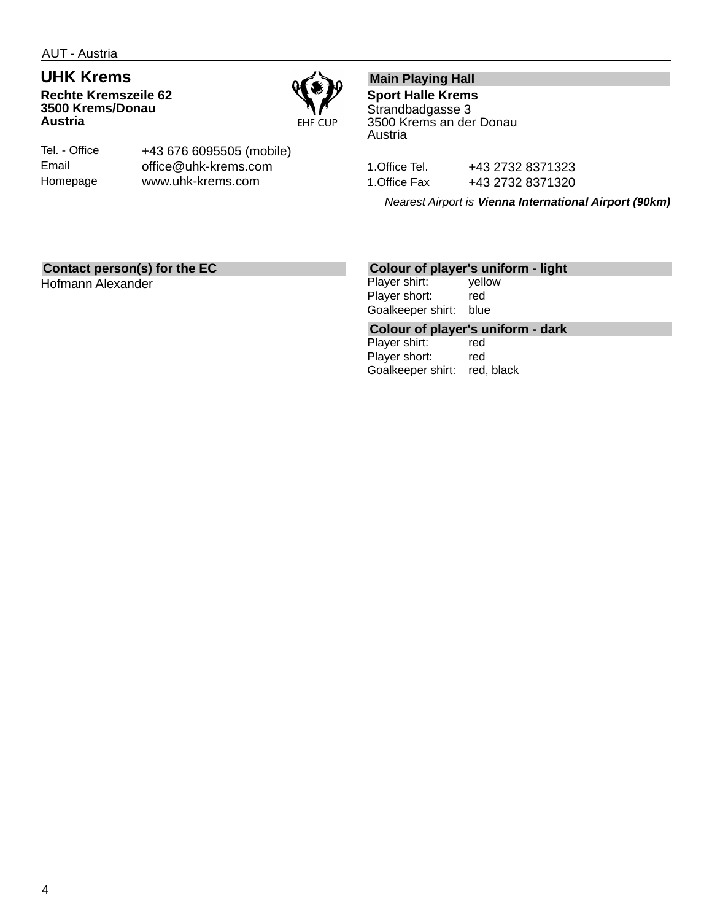AUT - Austria

## UHK Krems

**Rechte Kremszeile 62**
**3500 Krems/Donau**
**Austria**

EHF CUP

| | |
|---|---|
| Tel. - Office | +43 676 6095505 (mobile) |
| Email | office@uhk-krems.com |
| Homepage | www.uhk-krems.com |

### Main Playing Hall

**Sport Halle Krems**
Strandbadgasse 3
3500 Krems an der Donau
Austria

| | |
|---|---|
| 1.Office Tel. | +43 2732 8371323 |
| 1.Office Fax | +43 2732 8371320 |

*Nearest Airport is **Vienna International Airport (90km)***

### Contact person(s) for the EC

Hofmann Alexander

### Colour of player's uniform - light

| | |
|---|---|
| Player shirt: | yellow |
| Player short: | red |
| Goalkeeper shirt: | blue |

### Colour of player's uniform - dark

| | |
|---|---|
| Player shirt: | red |
| Player short: | red |
| Goalkeeper shirt: | red, black |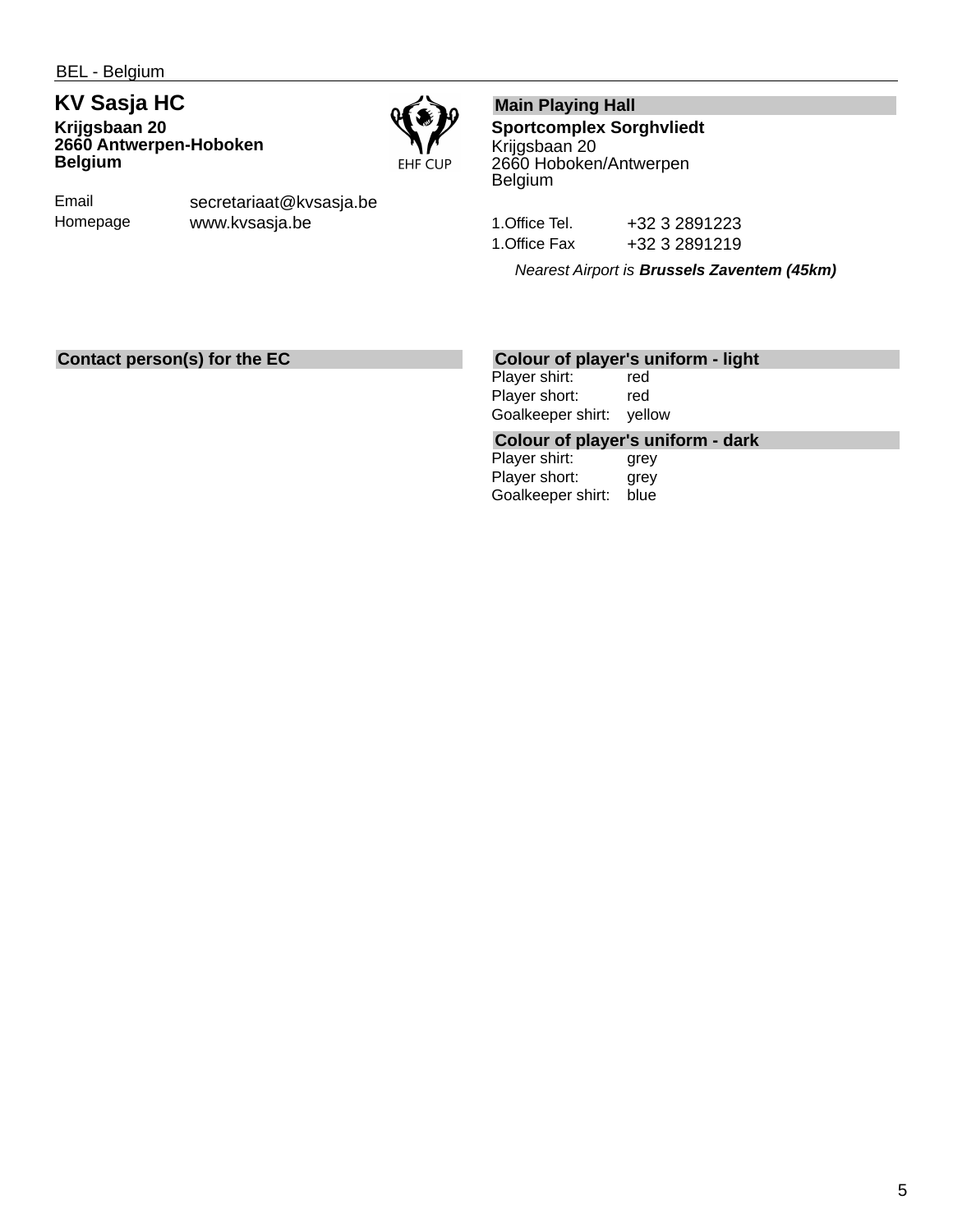BEL - Belgium

## KV Sasja HC

**Krijgsbaan 20**
**2660 Antwerpen-Hoboken**
**Belgium**

EHF CUP

| | |
|---|---|
| Email | secretariaat@kvsasja.be |
| Homepage | www.kvsasja.be |

### Main Playing Hall

**Sportcomplex Sorghvliedt**
Krijgsbaan 20
2660 Hoboken/Antwerpen
Belgium

| | |
|---|---|
| 1.Office Tel. | +32 3 2891223 |
| 1.Office Fax | +32 3 2891219 |

*Nearest Airport is **Brussels Zaventem (45km)***

### Contact person(s) for the EC

### Colour of player's uniform - light

| | |
|---|---|
| Player shirt: | red |
| Player short: | red |
| Goalkeeper shirt: | yellow |

### Colour of player's uniform - dark

| | |
|---|---|
| Player shirt: | grey |
| Player short: | grey |
| Goalkeeper shirt: | blue |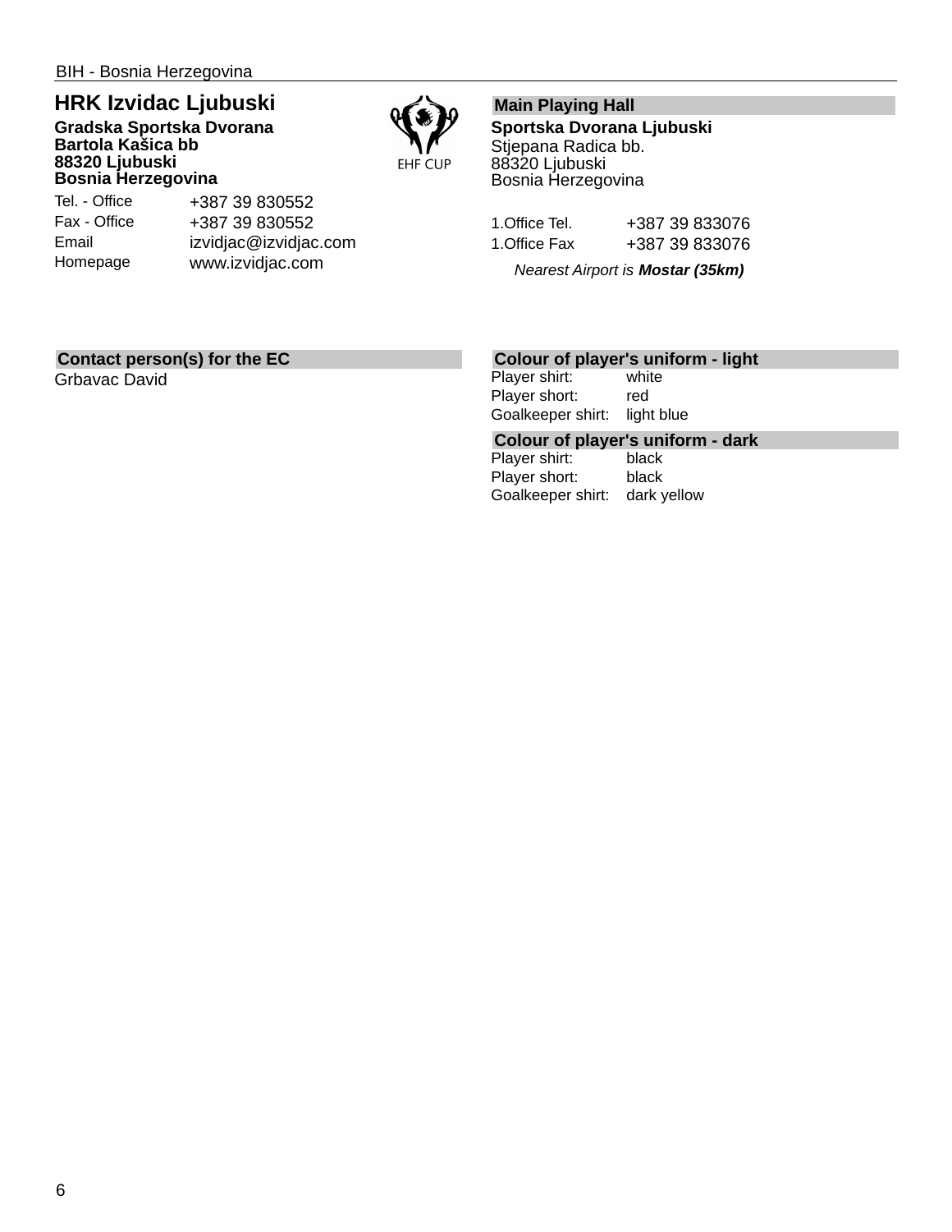BIH - Bosnia Herzegovina

## HRK Izvidac Ljubuski

**Gradska Sportska Dvorana**
**Bartola Kašica bb**
**88320 Ljubuski**
**Bosnia Herzegovina**

| | |
|---|---|
| Tel. - Office | +387 39 830552 |
| Fax - Office | +387 39 830552 |
| Email | izvidjac@izvidjac.com |
| Homepage | www.izvidjac.com |

EHF CUP

### Main Playing Hall

**Sportska Dvorana Ljubuski**
Stjepana Radica bb.
88320 Ljubuski
Bosnia Herzegovina

| | |
|---|---|
| 1.Office Tel. | +387 39 833076 |
| 1.Office Fax | +387 39 833076 |

*Nearest Airport is **Mostar (35km)***

### Contact person(s) for the EC

Grbavac David

### Colour of player's uniform - light

| | |
|---|---|
| Player shirt: | white |
| Player short: | red |
| Goalkeeper shirt: | light blue |

### Colour of player's uniform - dark

| | |
|---|---|
| Player shirt: | black |
| Player short: | black |
| Goalkeeper shirt: | dark yellow |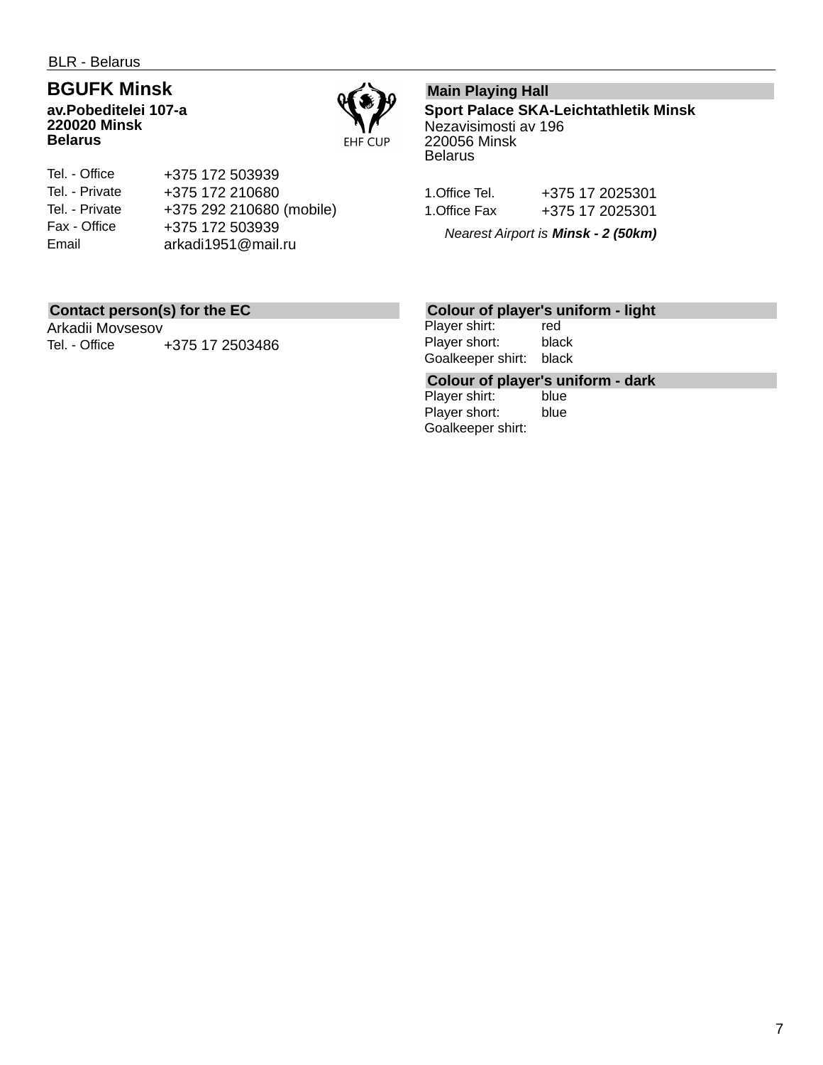BLR - Belarus

## BGUFK Minsk

**av.Pobeditelei 107-a**
**220020 Minsk**
**Belarus**

EHF CUP

| | |
|---|---|
| Tel. - Office | +375 172 503939 |
| Tel. - Private | +375 172 210680 |
| Tel. - Private | +375 292 210680 (mobile) |
| Fax - Office | +375 172 503939 |
| Email | arkadi1951@mail.ru |

### Main Playing Hall

**Sport Palace SKA-Leichtathletik Minsk**
Nezavisimosti av 196
220056 Minsk
Belarus

| | |
|---|---|
| 1.Office Tel. | +375 17 2025301 |
| 1.Office Fax | +375 17 2025301 |

*Nearest Airport is **Minsk - 2 (50km)***

### Contact person(s) for the EC

Arkadii Movsesov

| | |
|---|---|
| Tel. - Office | +375 17 2503486 |

### Colour of player's uniform - light

| | |
|---|---|
| Player shirt: | red |
| Player short: | black |
| Goalkeeper shirt: | black |

### Colour of player's uniform - dark

| | |
|---|---|
| Player shirt: | blue |
| Player short: | blue |
| Goalkeeper shirt: | |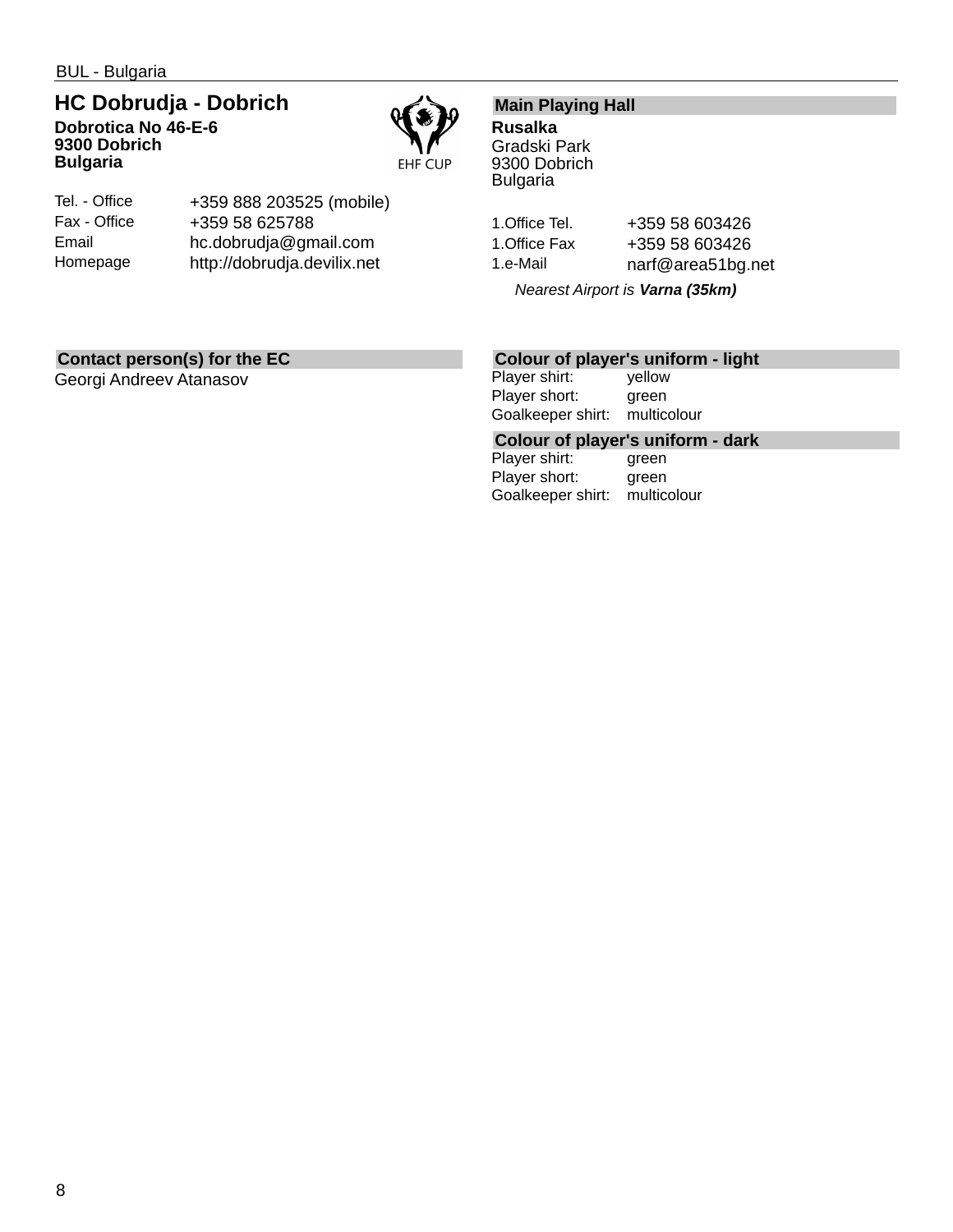BUL - Bulgaria

## HC Dobrudja - Dobrich

**Dobrotica No 46-E-6**
**9300 Dobrich**
**Bulgaria**

EHF CUP

| | |
|---|---|
| Tel. - Office | +359 888 203525 (mobile) |
| Fax - Office | +359 58 625788 |
| Email | hc.dobrudja@gmail.com |
| Homepage | http://dobrudja.devilix.net |

### Main Playing Hall

**Rusalka**
Gradski Park
9300 Dobrich
Bulgaria

| | |
|---|---|
| 1.Office Tel. | +359 58 603426 |
| 1.Office Fax | +359 58 603426 |
| 1.e-Mail | narf@area51bg.net |

*Nearest Airport is **Varna (35km)***

### Contact person(s) for the EC

Georgi Andreev Atanasov

### Colour of player's uniform - light

| | |
|---|---|
| Player shirt: | yellow |
| Player short: | green |
| Goalkeeper shirt: | multicolour |

### Colour of player's uniform - dark

| | |
|---|---|
| Player shirt: | green |
| Player short: | green |
| Goalkeeper shirt: | multicolour |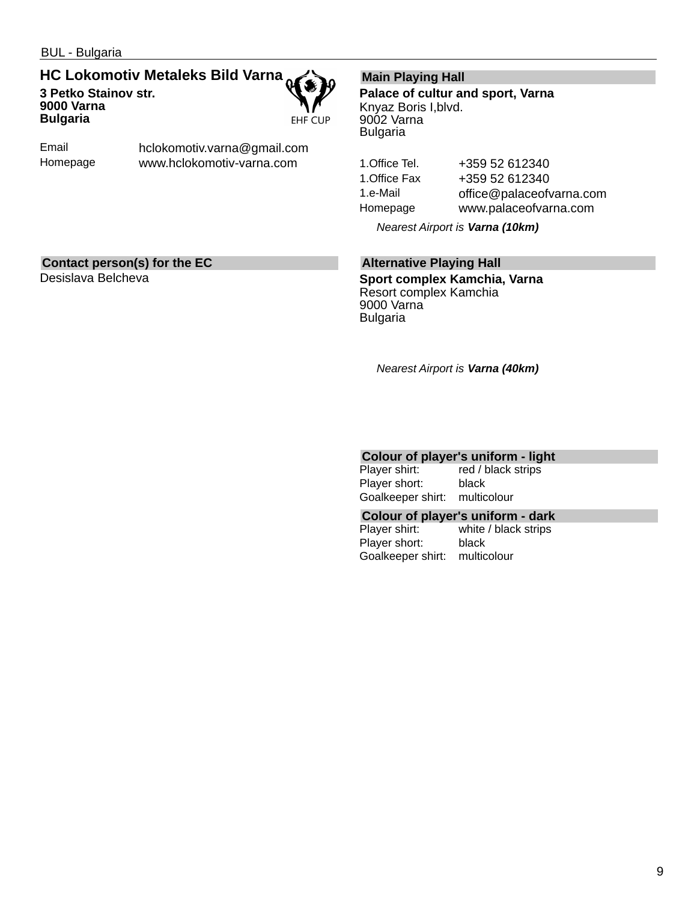BUL - Bulgaria

## HC Lokomotiv Metaleks Bild Varna

**3 Petko Stainov str.**
**9000 Varna**
**Bulgaria**

EHF CUP

| | |
|---|---|
| Email | hclokomotiv.varna@gmail.com |
| Homepage | www.hclokomotiv-varna.com |

### Contact person(s) for the EC

Desislava Belcheva

### Main Playing Hall

**Palace of cultur and sport, Varna**
Knyaz Boris I,blvd.
9002 Varna
Bulgaria

| | |
|---|---|
| 1.Office Tel. | +359 52 612340 |
| 1.Office Fax | +359 52 612340 |
| 1.e-Mail | office@palaceofvarna.com |
| Homepage | www.palaceofvarna.com |

*Nearest Airport is **Varna (10km)***

### Alternative Playing Hall

**Sport complex Kamchia, Varna**
Resort complex Kamchia
9000 Varna
Bulgaria

*Nearest Airport is **Varna (40km)***

### Colour of player's uniform - light

| | |
|---|---|
| Player shirt: | red / black strips |
| Player short: | black |
| Goalkeeper shirt: | multicolour |

### Colour of player's uniform - dark

| | |
|---|---|
| Player shirt: | white / black strips |
| Player short: | black |
| Goalkeeper shirt: | multicolour |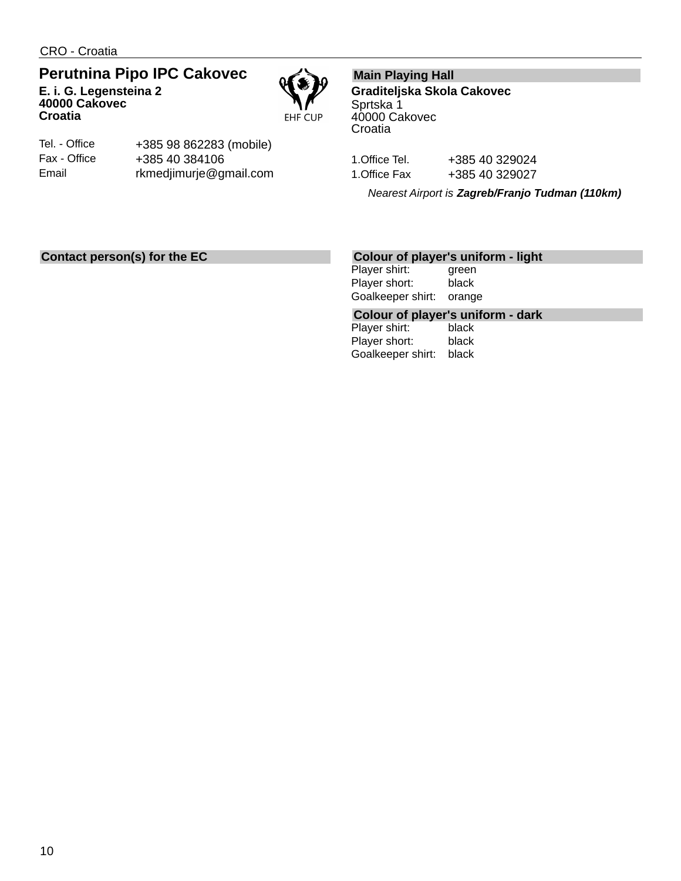CRO - Croatia

## Perutnina Pipo IPC Cakovec

**E. i. G. Legensteina 2**
**40000 Cakovec**
**Croatia**

EHF CUP

| | |
|---|---|
| Tel. - Office | +385 98 862283 (mobile) |
| Fax - Office | +385 40 384106 |
| Email | rkmedjimurje@gmail.com |

### Main Playing Hall

**Graditeljska Skola Cakovec**
Sprtska 1
40000 Cakovec
Croatia

| | |
|---|---|
| 1.Office Tel. | +385 40 329024 |
| 1.Office Fax | +385 40 329027 |

*Nearest Airport is **Zagreb/Franjo Tudman (110km)***

### Contact person(s) for the EC

### Colour of player's uniform - light

| | |
|---|---|
| Player shirt: | green |
| Player short: | black |
| Goalkeeper shirt: | orange |

### Colour of player's uniform - dark

| | |
|---|---|
| Player shirt: | black |
| Player short: | black |
| Goalkeeper shirt: | black |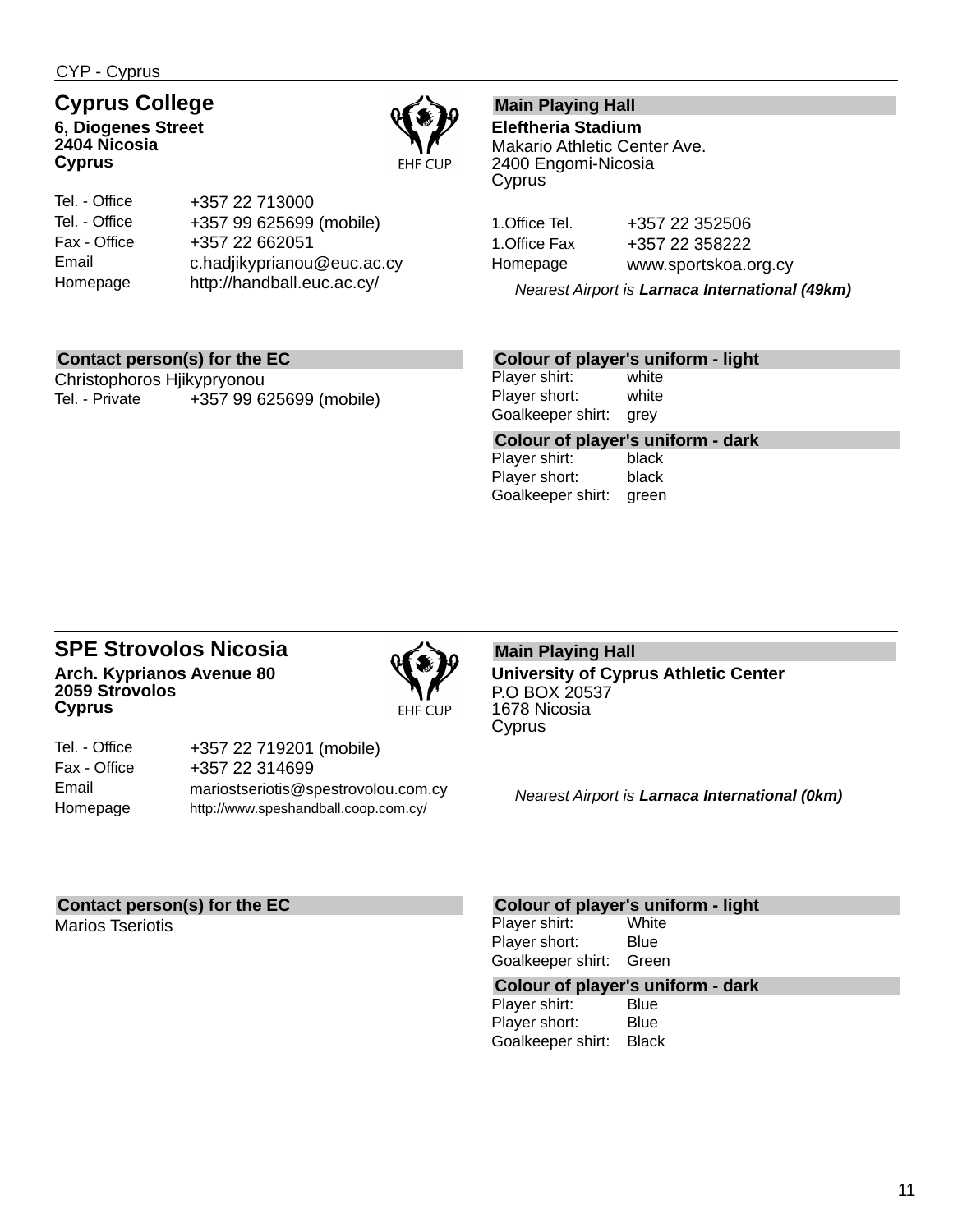CYP - Cyprus

## Cyprus College

**6, Diogenes Street**
**2404 Nicosia**
**Cyprus**

EHF CUP

| | |
|---|---|
| Tel. - Office | +357 22 713000 |
| Tel. - Office | +357 99 625699 (mobile) |
| Fax - Office | +357 22 662051 |
| Email | c.hadjikyprianou@euc.ac.cy |
| Homepage | http://handball.euc.ac.cy/ |

**Main Playing Hall**

**Eleftheria Stadium**
Makario Athletic Center Ave.
2400 Engomi-Nicosia
Cyprus

| | |
|---|---|
| 1.Office Tel. | +357 22 352506 |
| 1.Office Fax | +357 22 358222 |
| Homepage | www.sportskoa.org.cy |

*Nearest Airport is **Larnaca International (49km)***

**Contact person(s) for the EC**

Christophoros Hjikypryonou

| | |
|---|---|
| Tel. - Private | +357 99 625699 (mobile) |

**Colour of player's uniform - light**

| | |
|---|---|
| Player shirt: | white |
| Player short: | white |
| Goalkeeper shirt: | grey |

**Colour of player's uniform - dark**

| | |
|---|---|
| Player shirt: | black |
| Player short: | black |
| Goalkeeper shirt: | green |

## SPE Strovolos Nicosia

**Arch. Kyprianos Avenue 80**
**2059 Strovolos**
**Cyprus**

EHF CUP

| | |
|---|---|
| Tel. - Office | +357 22 719201 (mobile) |
| Fax - Office | +357 22 314699 |
| Email | mariostseriotis@spestrovolou.com.cy |
| Homepage | http://www.speshandball.coop.com.cy/ |

**Main Playing Hall**

**University of Cyprus Athletic Center**
P.O BOX 20537
1678 Nicosia
Cyprus

*Nearest Airport is **Larnaca International (0km)***

**Contact person(s) for the EC**

Marios Tseriotis

**Colour of player's uniform - light**

| | |
|---|---|
| Player shirt: | White |
| Player short: | Blue |
| Goalkeeper shirt: | Green |

**Colour of player's uniform - dark**

| | |
|---|---|
| Player shirt: | Blue |
| Player short: | Blue |
| Goalkeeper shirt: | Black |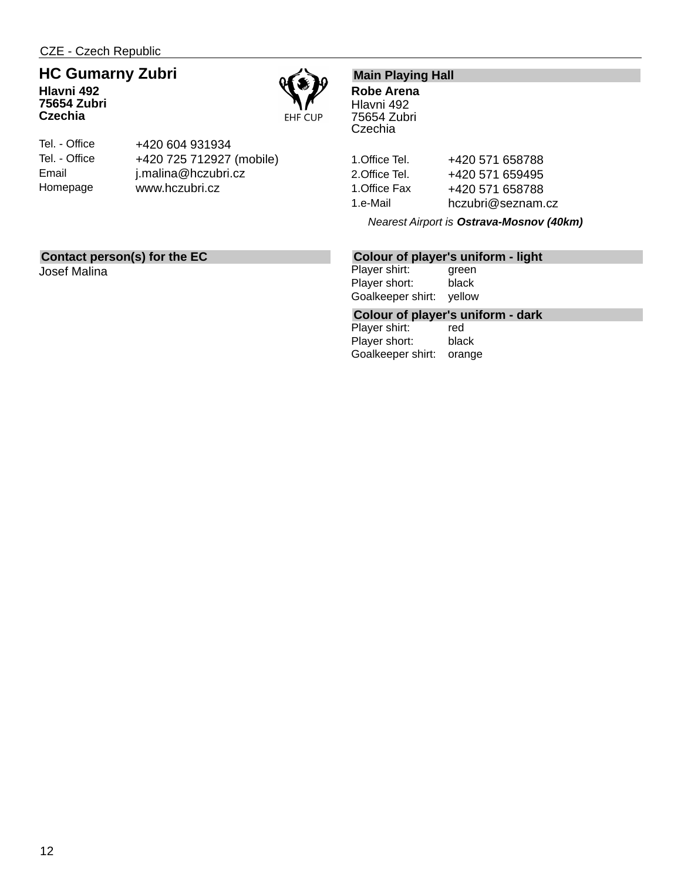CZE - Czech Republic

## HC Gumarny Zubri

**Hlavni 492**
**75654 Zubri**
**Czechia**

EHF CUP

| | |
|---|---|
| Tel. - Office | +420 604 931934 |
| Tel. - Office | +420 725 712927 (mobile) |
| Email | j.malina@hczubri.cz |
| Homepage | www.hczubri.cz |

### Main Playing Hall

**Robe Arena**
Hlavni 492
75654 Zubri
Czechia

| | |
|---|---|
| 1.Office Tel. | +420 571 658788 |
| 2.Office Tel. | +420 571 659495 |
| 1.Office Fax | +420 571 658788 |
| 1.e-Mail | hczubri@seznam.cz |

*Nearest Airport is **Ostrava-Mosnov (40km)***

### Contact person(s) for the EC

Josef Malina

### Colour of player's uniform - light

| | |
|---|---|
| Player shirt: | green |
| Player short: | black |
| Goalkeeper shirt: | yellow |

### Colour of player's uniform - dark

| | |
|---|---|
| Player shirt: | red |
| Player short: | black |
| Goalkeeper shirt: | orange |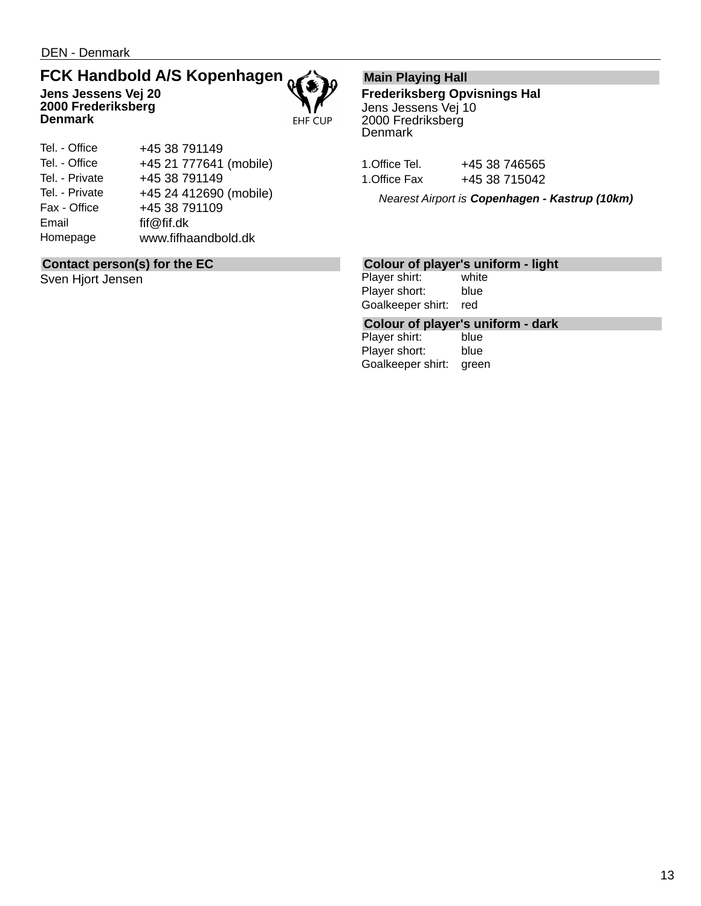DEN - Denmark

## FCK Handbold A/S Kopenhagen

**Jens Jessens Vej 20**
**2000 Frederiksberg**
**Denmark**

EHF CUP

| | |
|---|---|
| Tel. - Office | +45 38 791149 |
| Tel. - Office | +45 21 777641 (mobile) |
| Tel. - Private | +45 38 791149 |
| Tel. - Private | +45 24 412690 (mobile) |
| Fax - Office | +45 38 791109 |
| Email | fif@fif.dk |
| Homepage | www.fifhaandbold.dk |

### Main Playing Hall

**Frederiksberg Opvisnings Hal**
Jens Jessens Vej 10
2000 Fredriksberg
Denmark

| | |
|---|---|
| 1.Office Tel. | +45 38 746565 |
| 1.Office Fax | +45 38 715042 |

*Nearest Airport is* ***Copenhagen - Kastrup (10km)***

### Contact person(s) for the EC

Sven Hjort Jensen

### Colour of player's uniform - light

| | |
|---|---|
| Player shirt: | white |
| Player short: | blue |
| Goalkeeper shirt: | red |

### Colour of player's uniform - dark

| | |
|---|---|
| Player shirt: | blue |
| Player short: | blue |
| Goalkeeper shirt: | green |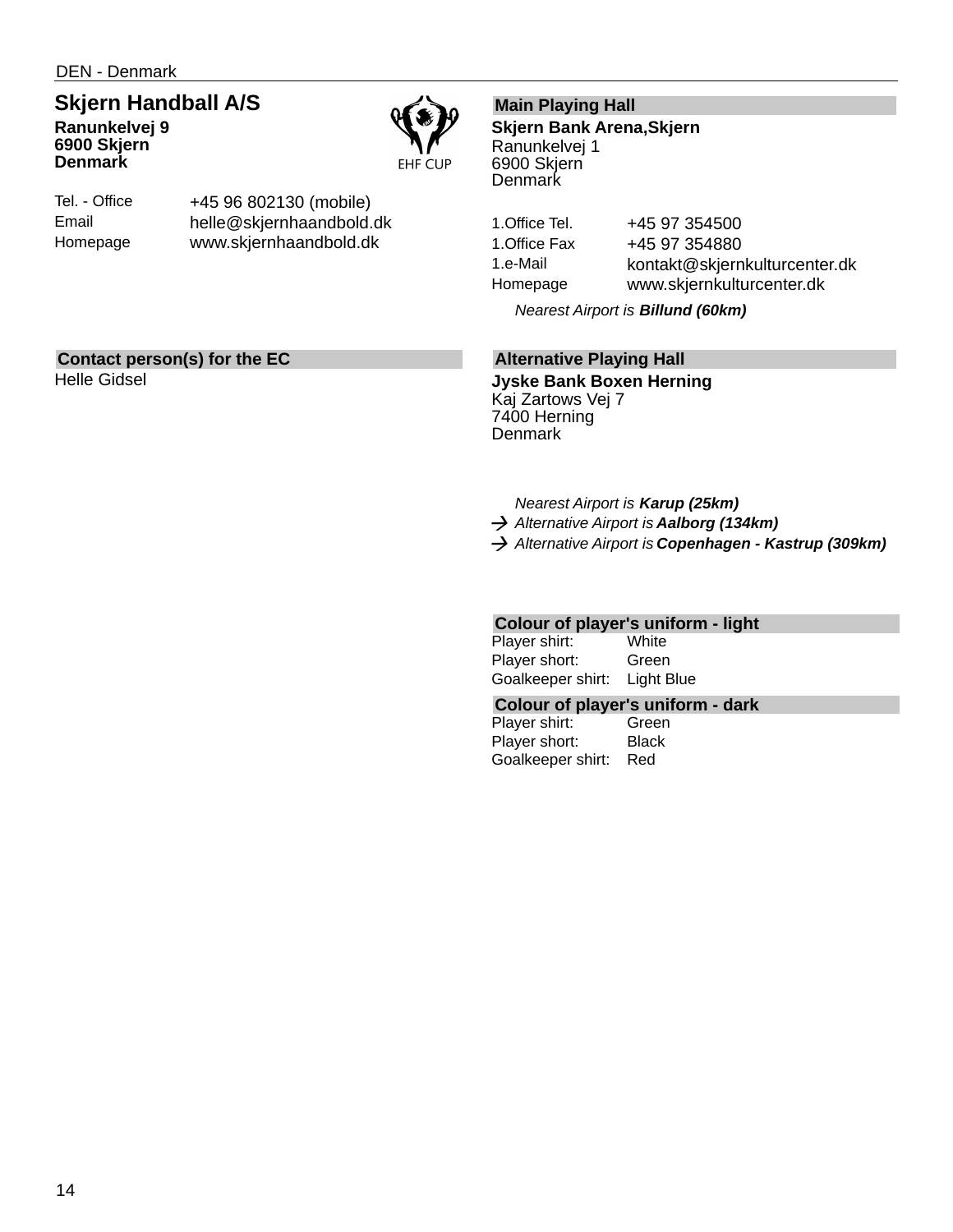DEN - Denmark

## Skjern Handball A/S

**Ranunkelvej 9**
**6900 Skjern**
**Denmark**

EHF CUP

| | |
|---|---|
| Tel. - Office | +45 96 802130 (mobile) |
| Email | helle@skjernhaandbold.dk |
| Homepage | www.skjernhaandbold.dk |

### Contact person(s) for the EC

Helle Gidsel

### Main Playing Hall

**Skjern Bank Arena,Skjern**
Ranunkelvej 1
6900 Skjern
Denmark

| | |
|---|---|
| 1.Office Tel. | +45 97 354500 |
| 1.Office Fax | +45 97 354880 |
| 1.e-Mail | kontakt@skjernkulturcenter.dk |
| Homepage | www.skjernkulturcenter.dk |

*Nearest Airport is **Billund (60km)***

### Alternative Playing Hall

**Jyske Bank Boxen Herning**
Kaj Zartows Vej 7
7400 Herning
Denmark

*Nearest Airport is **Karup (25km)***
→ *Alternative Airport is **Aalborg (134km)***
→ *Alternative Airport is **Copenhagen - Kastrup (309km)***

### Colour of player's uniform - light

| | |
|---|---|
| Player shirt: | White |
| Player short: | Green |
| Goalkeeper shirt: | Light Blue |

### Colour of player's uniform - dark

| | |
|---|---|
| Player shirt: | Green |
| Player short: | Black |
| Goalkeeper shirt: | Red |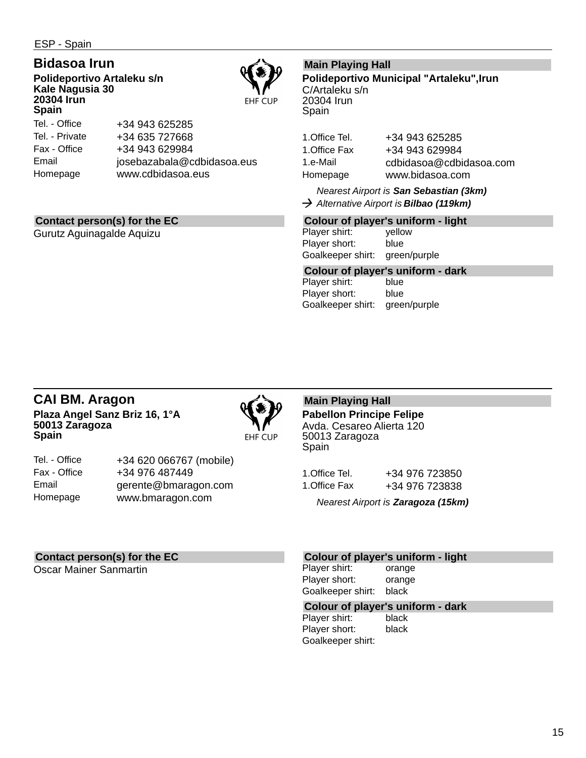ESP - Spain

## Bidasoa Irun

**Polideportivo Artaleku s/n**
**Kale Nagusia 30**
**20304 Irun**
**Spain**

EHF CUP

| | |
|---|---|
| Tel. - Office | +34 943 625285 |
| Tel. - Private | +34 635 727668 |
| Fax - Office | +34 943 629984 |
| Email | josebazabala@cdbidasoa.eus |
| Homepage | www.cdbidasoa.eus |

### Main Playing Hall

**Polideportivo Municipal "Artaleku",Irun**
C/Artaleku s/n
20304 Irun
Spain

| | |
|---|---|
| 1.Office Tel. | +34 943 625285 |
| 1.Office Fax | +34 943 629984 |
| 1.e-Mail | cdbidasoa@cdbidasoa.com |
| Homepage | www.bidasoa.com |

*Nearest Airport is **San Sebastian (3km)***
→ *Alternative Airport is **Bilbao (119km)***

### Contact person(s) for the EC

Gurutz Aguinagalde Aquizu

### Colour of player's uniform - light

| | |
|---|---|
| Player shirt: | yellow |
| Player short: | blue |
| Goalkeeper shirt: | green/purple |

### Colour of player's uniform - dark

| | |
|---|---|
| Player shirt: | blue |
| Player short: | blue |
| Goalkeeper shirt: | green/purple |

## CAI BM. Aragon

**Plaza Angel Sanz Briz 16, 1°A**
**50013 Zaragoza**
**Spain**

EHF CUP

| | |
|---|---|
| Tel. - Office | +34 620 066767 (mobile) |
| Fax - Office | +34 976 487449 |
| Email | gerente@bmaragon.com |
| Homepage | www.bmaragon.com |

### Main Playing Hall

**Pabellon Principe Felipe**
Avda. Cesareo Alierta 120
50013 Zaragoza
Spain

| | |
|---|---|
| 1.Office Tel. | +34 976 723850 |
| 1.Office Fax | +34 976 723838 |

*Nearest Airport is **Zaragoza (15km)***

### Contact person(s) for the EC

Oscar Mainer Sanmartin

### Colour of player's uniform - light

| | |
|---|---|
| Player shirt: | orange |
| Player short: | orange |
| Goalkeeper shirt: | black |

### Colour of player's uniform - dark

| | |
|---|---|
| Player shirt: | black |
| Player short: | black |
| Goalkeeper shirt: | |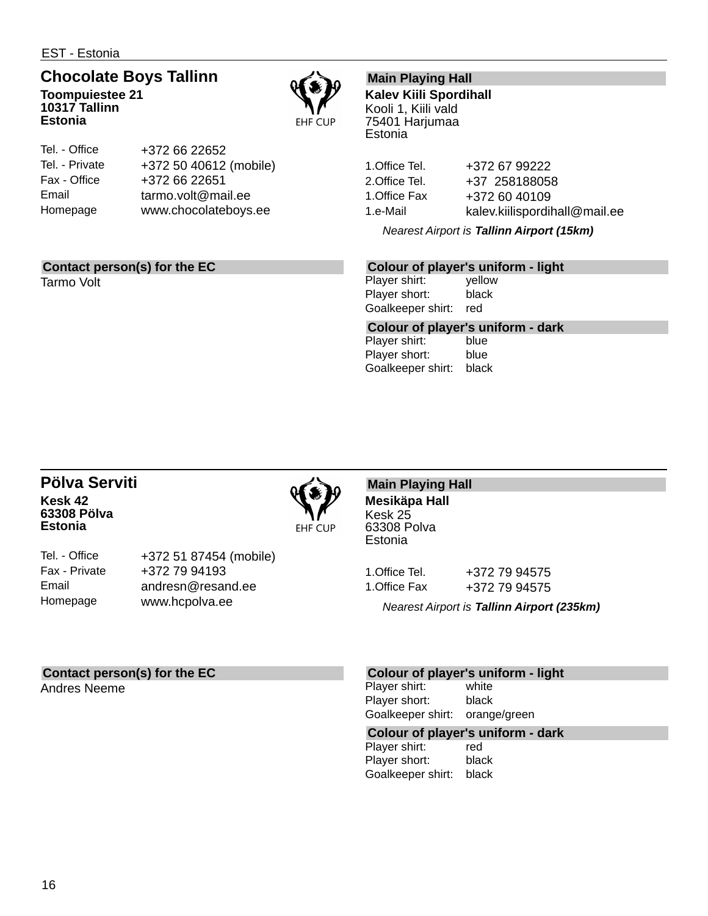EST - Estonia

## Chocolate Boys Tallinn

**Toompuiestee 21**
**10317 Tallinn**
**Estonia**

EHF CUP

| | |
|---|---|
| Tel. - Office | +372 66 22652 |
| Tel. - Private | +372 50 40612 (mobile) |
| Fax - Office | +372 66 22651 |
| Email | tarmo.volt@mail.ee |
| Homepage | www.chocolateboys.ee |

### Main Playing Hall

**Kalev Kiili Spordihall**
Kooli 1, Kiili vald
75401 Harjumaa
Estonia

| | |
|---|---|
| 1.Office Tel. | +372 67 99222 |
| 2.Office Tel. | +37 258188058 |
| 1.Office Fax | +372 60 40109 |
| 1.e-Mail | kalev.kiilispordihall@mail.ee |

*Nearest Airport is **Tallinn Airport (15km)***

### Contact person(s) for the EC

Tarmo Volt

### Colour of player's uniform - light

| | |
|---|---|
| Player shirt: | yellow |
| Player short: | black |
| Goalkeeper shirt: | red |

### Colour of player's uniform - dark

| | |
|---|---|
| Player shirt: | blue |
| Player short: | blue |
| Goalkeeper shirt: | black |

## Pölva Serviti

**Kesk 42**
**63308 Pölva**
**Estonia**

EHF CUP

| | |
|---|---|
| Tel. - Office | +372 51 87454 (mobile) |
| Fax - Private | +372 79 94193 |
| Email | andresn@resand.ee |
| Homepage | www.hcpolva.ee |

### Main Playing Hall

**Mesikäpa Hall**
Kesk 25
63308 Polva
Estonia

| | |
|---|---|
| 1.Office Tel. | +372 79 94575 |
| 1.Office Fax | +372 79 94575 |

*Nearest Airport is **Tallinn Airport (235km)***

### Contact person(s) for the EC

Andres Neeme

### Colour of player's uniform - light

| | |
|---|---|
| Player shirt: | white |
| Player short: | black |
| Goalkeeper shirt: | orange/green |

### Colour of player's uniform - dark

| | |
|---|---|
| Player shirt: | red |
| Player short: | black |
| Goalkeeper shirt: | black |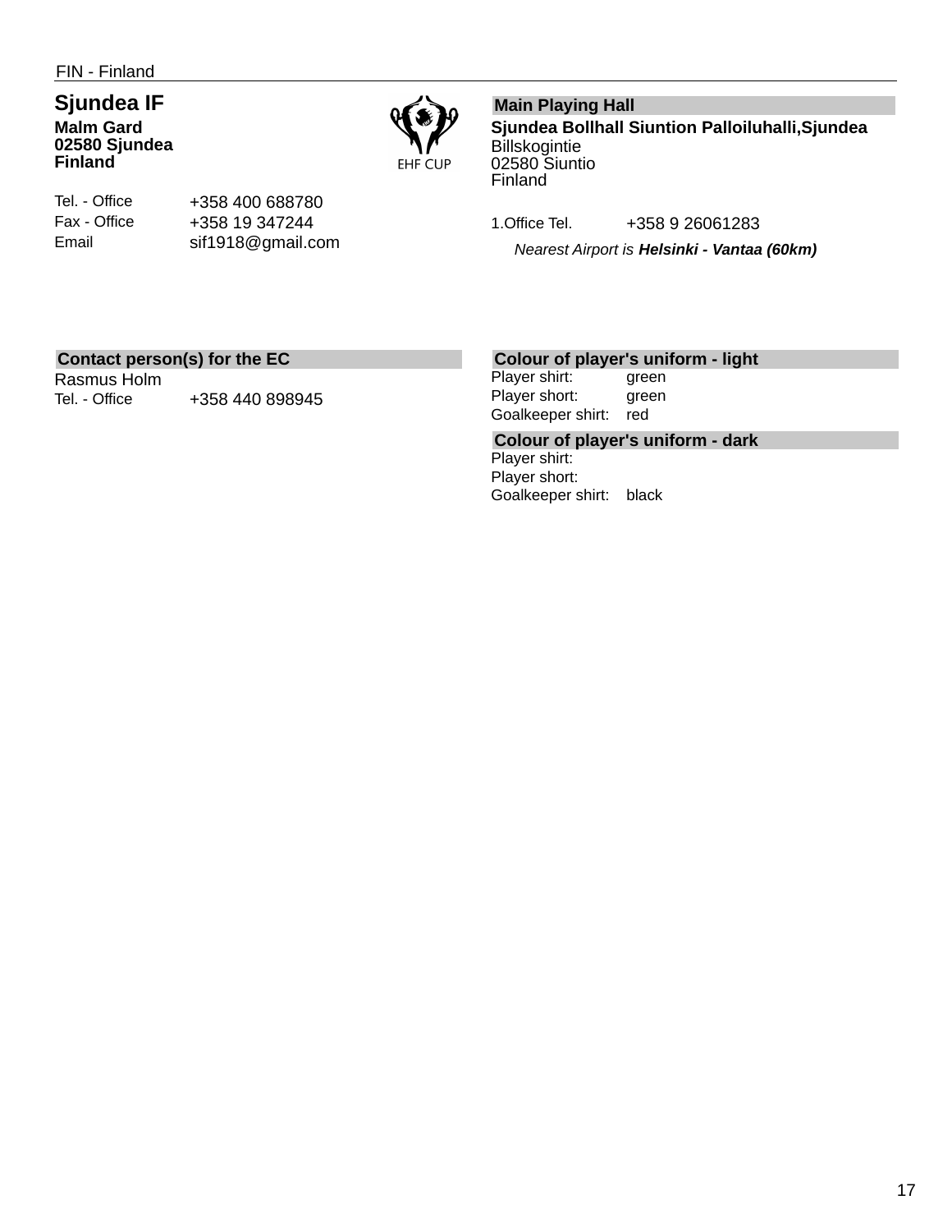FIN - Finland

## Sjundea IF

**Malm Gard**
**02580 Sjundea**
**Finland**

| | |
|---|---|
| Tel. - Office | +358 400 688780 |
| Fax - Office | +358 19 347244 |
| Email | sif1918@gmail.com |

EHF CUP

### Main Playing Hall

**Sjundea Bollhall Siuntion Palloiluhalli,Sjundea**
Billskogintie
02580 Siuntio
Finland

| | |
|---|---|
| 1.Office Tel. | +358 9 26061283 |

*Nearest Airport is **Helsinki - Vantaa (60km)***

### Contact person(s) for the EC

Rasmus Holm

| | |
|---|---|
| Tel. - Office | +358 440 898945 |

### Colour of player's uniform - light

| | |
|---|---|
| Player shirt: | green |
| Player short: | green |
| Goalkeeper shirt: | red |

### Colour of player's uniform - dark

| | |
|---|---|
| Player shirt: | |
| Player short: | |
| Goalkeeper shirt: | black |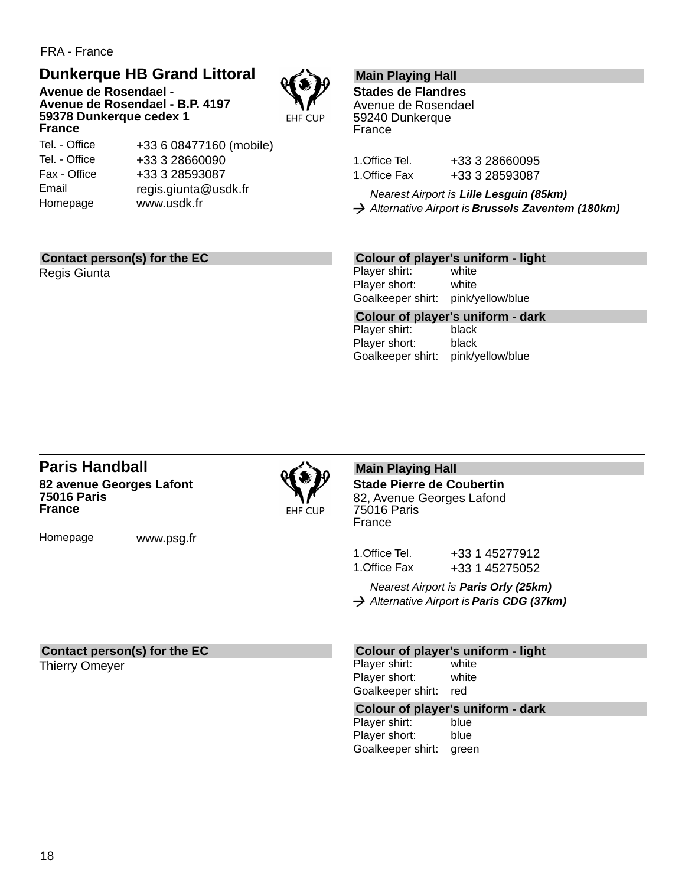FRA - France

## Dunkerque HB Grand Littoral

**Avenue de Rosendael -**
**Avenue de Rosendael - B.P. 4197**
**59378 Dunkerque cedex 1**
**France**

EHF CUP

| | |
|---|---|
| Tel. - Office | +33 6 08477160 (mobile) |
| Tel. - Office | +33 3 28660090 |
| Fax - Office | +33 3 28593087 |
| Email | regis.giunta@usdk.fr |
| Homepage | www.usdk.fr |

### Main Playing Hall

**Stades de Flandres**
Avenue de Rosendael
59240 Dunkerque
France

| | |
|---|---|
| 1.Office Tel. | +33 3 28660095 |
| 1.Office Fax | +33 3 28593087 |

*Nearest Airport is* ***Lille Lesguin (85km)***
→ *Alternative Airport is* ***Brussels Zaventem (180km)***

### Contact person(s) for the EC

Regis Giunta

### Colour of player's uniform - light

| | |
|---|---|
| Player shirt: | white |
| Player short: | white |
| Goalkeeper shirt: | pink/yellow/blue |

### Colour of player's uniform - dark

| | |
|---|---|
| Player shirt: | black |
| Player short: | black |
| Goalkeeper shirt: | pink/yellow/blue |

## Paris Handball

**82 avenue Georges Lafont**
**75016 Paris**
**France**

EHF CUP

| | |
|---|---|
| Homepage | www.psg.fr |

### Main Playing Hall

**Stade Pierre de Coubertin**
82, Avenue Georges Lafond
75016 Paris
France

| | |
|---|---|
| 1.Office Tel. | +33 1 45277912 |
| 1.Office Fax | +33 1 45275052 |

*Nearest Airport is* ***Paris Orly (25km)***
→ *Alternative Airport is* ***Paris CDG (37km)***

### Contact person(s) for the EC

Thierry Omeyer

### Colour of player's uniform - light

| | |
|---|---|
| Player shirt: | white |
| Player short: | white |
| Goalkeeper shirt: | red |

### Colour of player's uniform - dark

| | |
|---|---|
| Player shirt: | blue |
| Player short: | blue |
| Goalkeeper shirt: | green |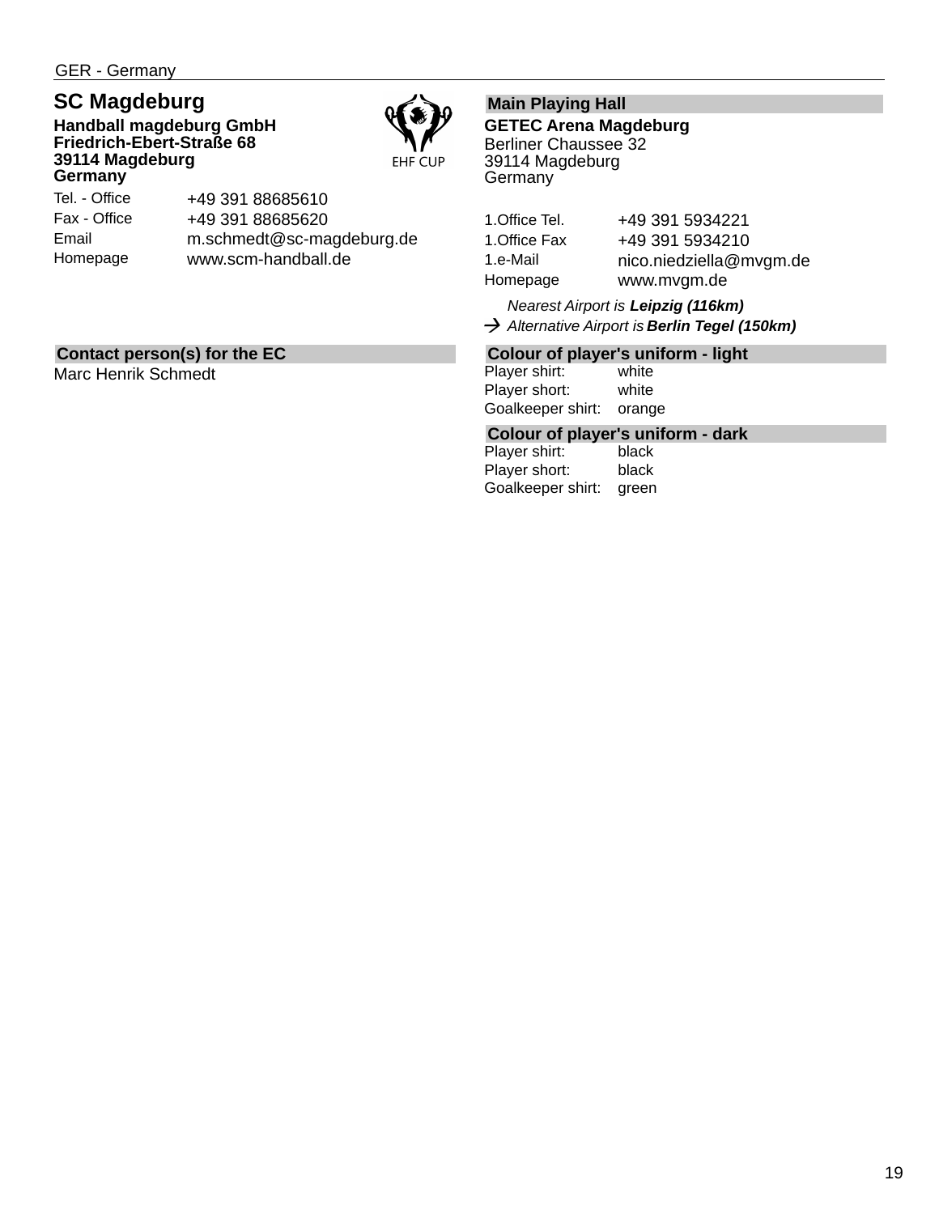GER - Germany

## SC Magdeburg

**Handball magdeburg GmbH**
**Friedrich-Ebert-Straße 68**
**39114 Magdeburg**
**Germany**

EHF CUP

| | |
|---|---|
| Tel. - Office | +49 391 88685610 |
| Fax - Office | +49 391 88685620 |
| Email | m.schmedt@sc-magdeburg.de |
| Homepage | www.scm-handball.de |

### Contact person(s) for the EC

Marc Henrik Schmedt

### Main Playing Hall

**GETEC Arena Magdeburg**
Berliner Chaussee 32
39114 Magdeburg
Germany

| | |
|---|---|
| 1.Office Tel. | +49 391 5934221 |
| 1.Office Fax | +49 391 5934210 |
| 1.e-Mail | nico.niedziella@mvgm.de |
| Homepage | www.mvgm.de |

*Nearest Airport is* ***Leipzig (116km)***
→ *Alternative Airport is* ***Berlin Tegel (150km)***

### Colour of player's uniform - light

| | |
|---|---|
| Player shirt: | white |
| Player short: | white |
| Goalkeeper shirt: | orange |

### Colour of player's uniform - dark

| | |
|---|---|
| Player shirt: | black |
| Player short: | black |
| Goalkeeper shirt: | green |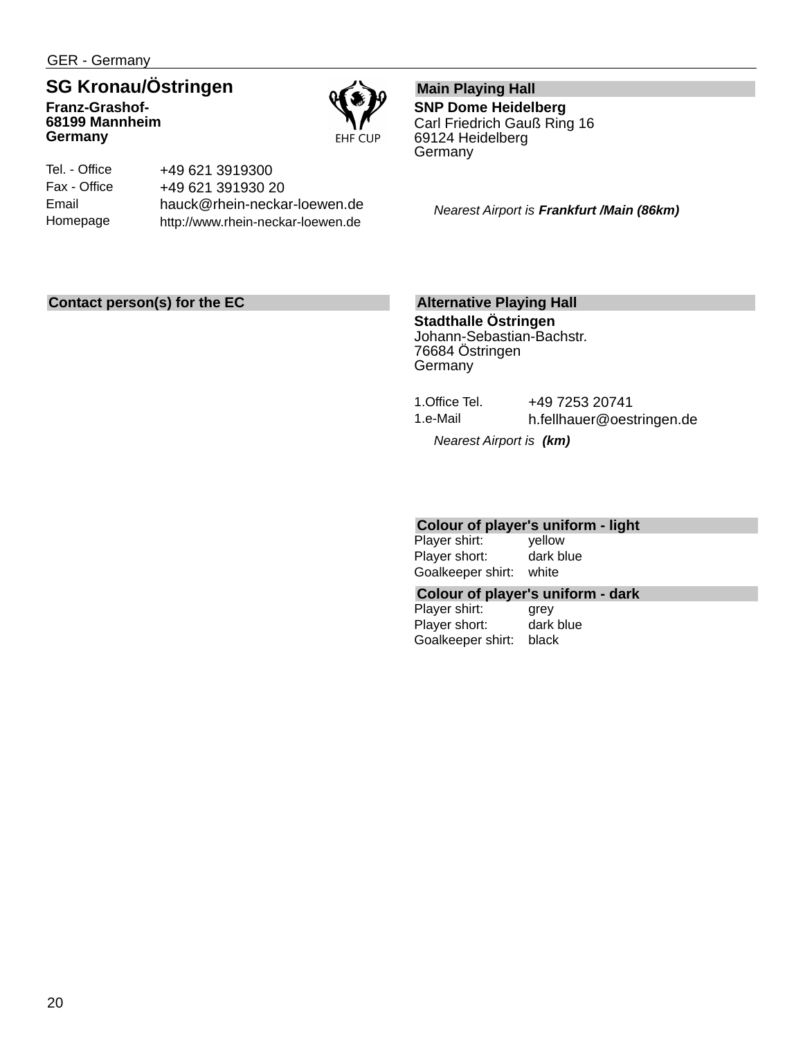GER - Germany

## SG Kronau/Östringen

**Franz-Grashof-**
**68199 Mannheim**
**Germany**

EHF CUP

| | |
|---|---|
| Tel. - Office | +49 621 3919300 |
| Fax - Office | +49 621 391930 20 |
| Email | hauck@rhein-neckar-loewen.de |
| Homepage | http://www.rhein-neckar-loewen.de |

### Contact person(s) for the EC

### Main Playing Hall

**SNP Dome Heidelberg**
Carl Friedrich Gauß Ring 16
69124 Heidelberg
Germany

*Nearest Airport is **Frankfurt /Main (86km)***

### Alternative Playing Hall

**Stadthalle Östringen**
Johann-Sebastian-Bachstr.
76684 Östringen
Germany

| | |
|---|---|
| 1.Office Tel. | +49 7253 20741 |
| 1.e-Mail | h.fellhauer@oestringen.de |

*Nearest Airport is **(km)***

### Colour of player's uniform - light

| | |
|---|---|
| Player shirt: | yellow |
| Player short: | dark blue |
| Goalkeeper shirt: | white |

### Colour of player's uniform - dark

| | |
|---|---|
| Player shirt: | grey |
| Player short: | dark blue |
| Goalkeeper shirt: | black |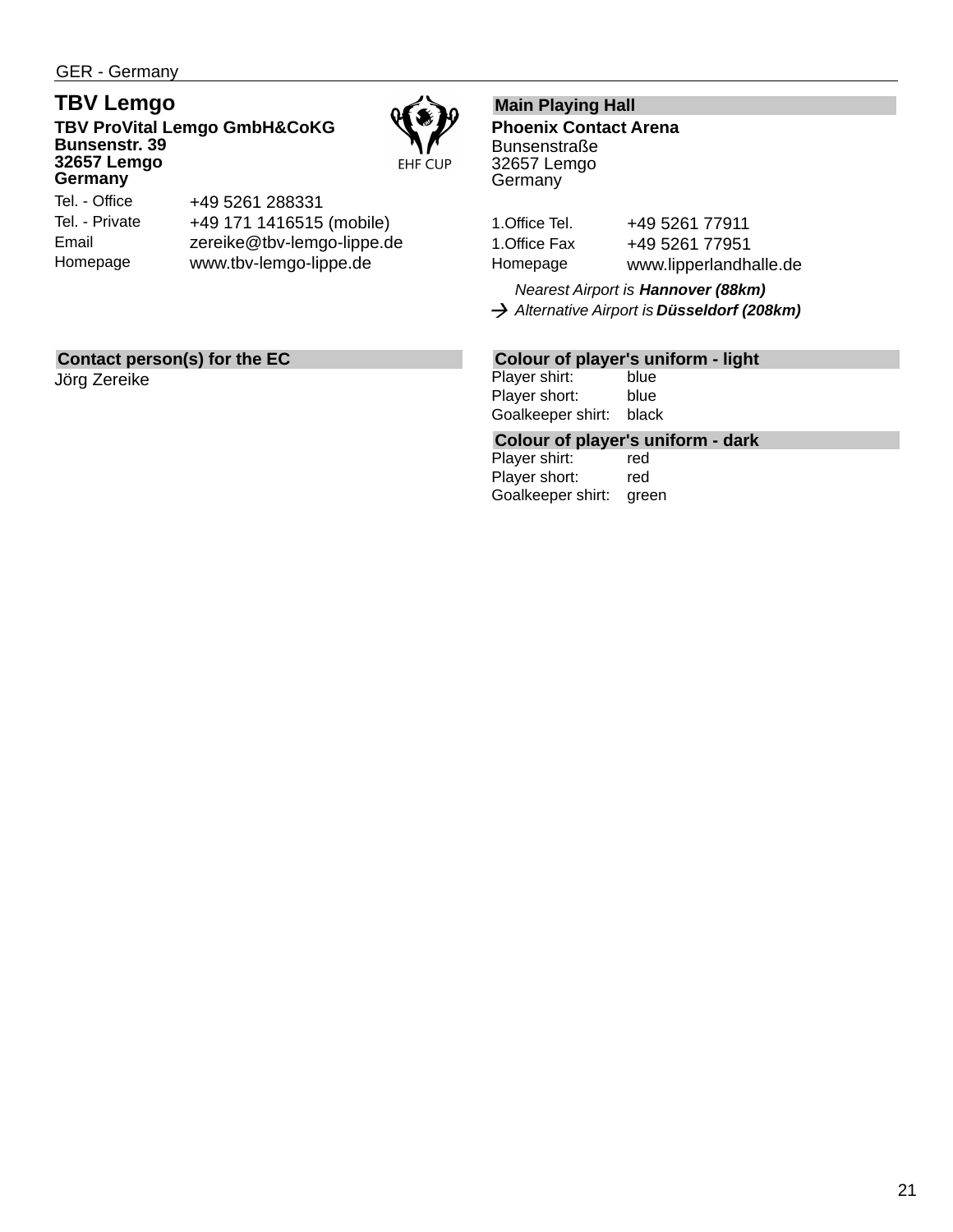GER - Germany

## TBV Lemgo

**TBV ProVital Lemgo GmbH&CoKG**
**Bunsenstr. 39**
**32657 Lemgo**
**Germany**

EHF CUP

| | |
|---|---|
| Tel. - Office | +49 5261 288331 |
| Tel. - Private | +49 171 1416515 (mobile) |
| Email | zereike@tbv-lemgo-lippe.de |
| Homepage | www.tbv-lemgo-lippe.de |

### Main Playing Hall

**Phoenix Contact Arena**
Bunsenstraße
32657 Lemgo
Germany

| | |
|---|---|
| 1.Office Tel. | +49 5261 77911 |
| 1.Office Fax | +49 5261 77951 |
| Homepage | www.lipperlandhalle.de |

*Nearest Airport is **Hannover (88km)***
→ *Alternative Airport is **Düsseldorf (208km)***

### Contact person(s) for the EC

Jörg Zereike

### Colour of player's uniform - light

| | |
|---|---|
| Player shirt: | blue |
| Player short: | blue |
| Goalkeeper shirt: | black |

### Colour of player's uniform - dark

| | |
|---|---|
| Player shirt: | red |
| Player short: | red |
| Goalkeeper shirt: | green |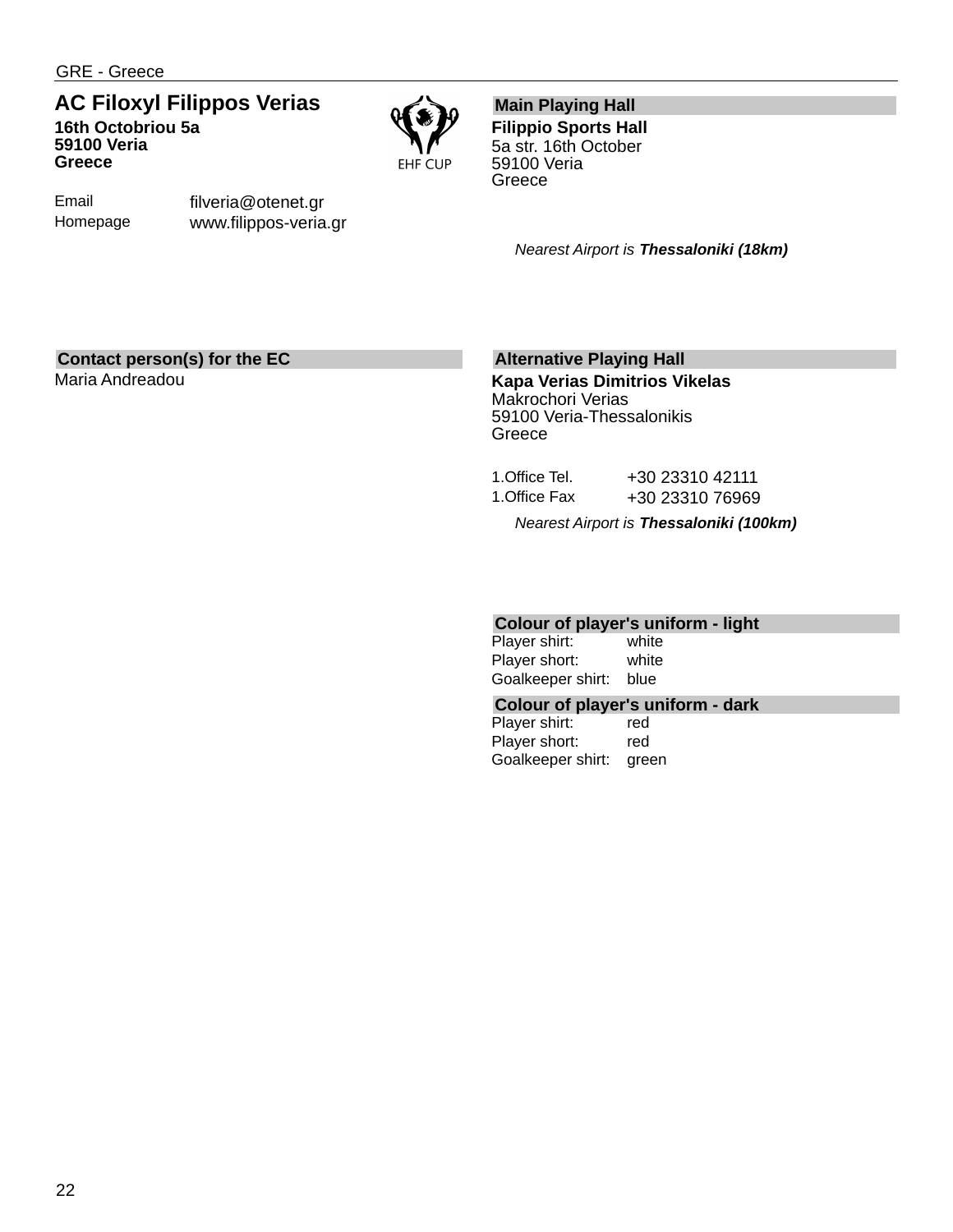GRE - Greece

# AC Filoxyl Filippos Verias

**16th Octobriou 5a**
**59100 Veria**
**Greece**

EHF CUP

| | |
|---|---|
| Email | filveria@otenet.gr |
| Homepage | www.filippos-veria.gr |

## Main Playing Hall

**Filippio Sports Hall**
5a str. 16th October
59100 Veria
Greece

*Nearest Airport is **Thessaloniki (18km)***

## Contact person(s) for the EC

Maria Andreadou

## Alternative Playing Hall

**Kapa Verias Dimitrios Vikelas**
Makrochori Verias
59100 Veria-Thessalonikis
Greece

| | |
|---|---|
| 1.Office Tel. | +30 23310 42111 |
| 1.Office Fax | +30 23310 76969 |

*Nearest Airport is **Thessaloniki (100km)***

## Colour of player's uniform - light

| | |
|---|---|
| Player shirt: | white |
| Player short: | white |
| Goalkeeper shirt: | blue |

## Colour of player's uniform - dark

| | |
|---|---|
| Player shirt: | red |
| Player short: | red |
| Goalkeeper shirt: | green |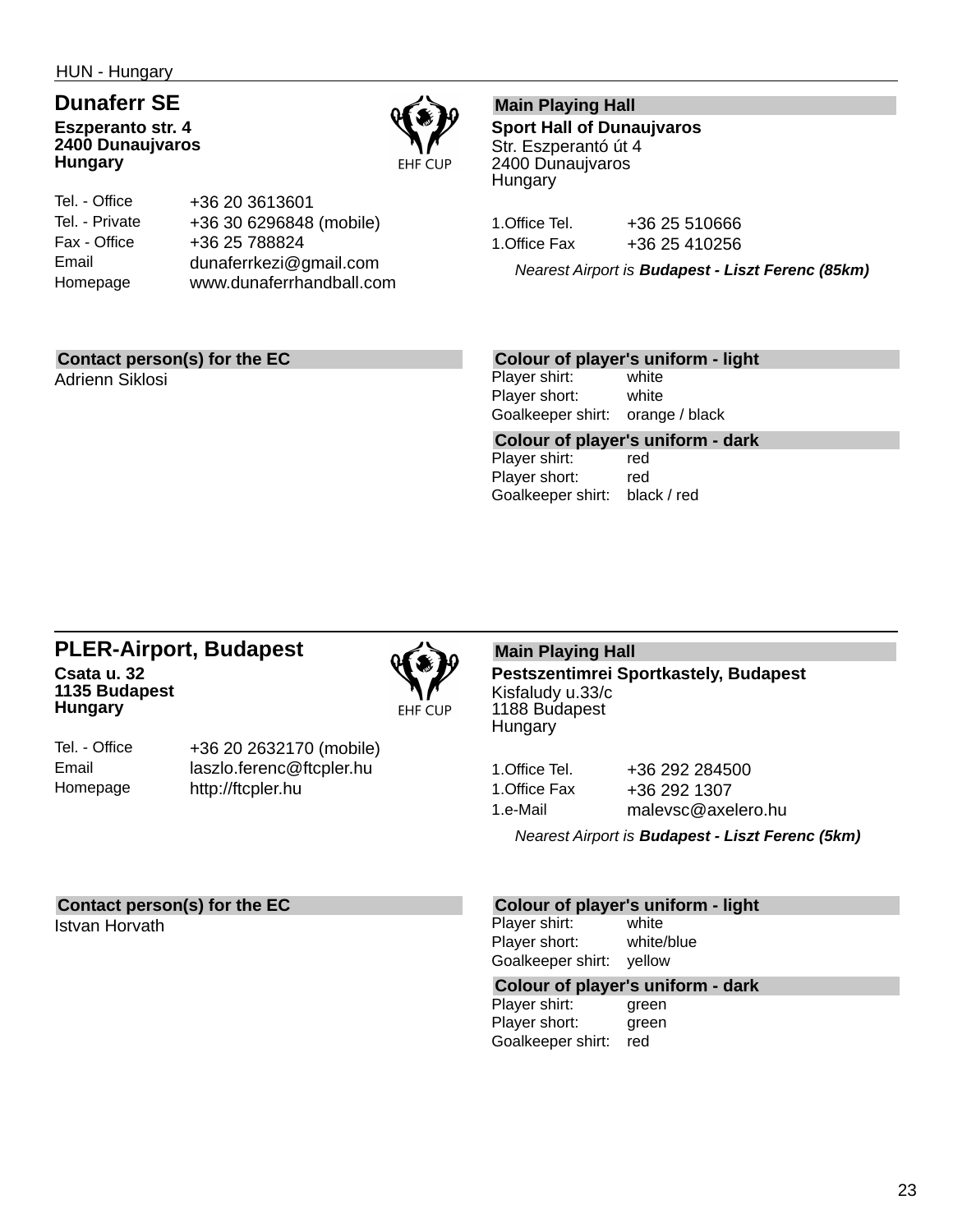HUN - Hungary

## Dunaferr SE

**Eszperanto str. 4**
**2400 Dunaujvaros**
**Hungary**

EHF CUP

| | |
|---|---|
| Tel. - Office | +36 20 3613601 |
| Tel. - Private | +36 30 6296848 (mobile) |
| Fax - Office | +36 25 788824 |
| Email | dunaferrkezi@gmail.com |
| Homepage | www.dunaferrhandball.com |

**Main Playing Hall**

**Sport Hall of Dunaujvaros**
Str. Eszperantó út 4
2400 Dunaujvaros
Hungary

| | |
|---|---|
| 1.Office Tel. | +36 25 510666 |
| 1.Office Fax | +36 25 410256 |

*Nearest Airport is **Budapest - Liszt Ferenc (85km)***

**Contact person(s) for the EC**

Adrienn Siklosi

**Colour of player's uniform - light**

| | |
|---|---|
| Player shirt: | white |
| Player short: | white |
| Goalkeeper shirt: | orange / black |

**Colour of player's uniform - dark**

| | |
|---|---|
| Player shirt: | red |
| Player short: | red |
| Goalkeeper shirt: | black / red |

## PLER-Airport, Budapest

**Csata u. 32**
**1135 Budapest**
**Hungary**

EHF CUP

| | |
|---|---|
| Tel. - Office | +36 20 2632170 (mobile) |
| Email | laszlo.ferenc@ftcpler.hu |
| Homepage | http://ftcpler.hu |

**Main Playing Hall**

**Pestszentimrei Sportkastely, Budapest**
Kisfaludy u.33/c
1188 Budapest
Hungary

| | |
|---|---|
| 1.Office Tel. | +36 292 284500 |
| 1.Office Fax | +36 292 1307 |
| 1.e-Mail | malevsc@axelero.hu |

*Nearest Airport is **Budapest - Liszt Ferenc (5km)***

**Contact person(s) for the EC**

Istvan Horvath

**Colour of player's uniform - light**

| | |
|---|---|
| Player shirt: | white |
| Player short: | white/blue |
| Goalkeeper shirt: | yellow |

**Colour of player's uniform - dark**

| | |
|---|---|
| Player shirt: | green |
| Player short: | green |
| Goalkeeper shirt: | red |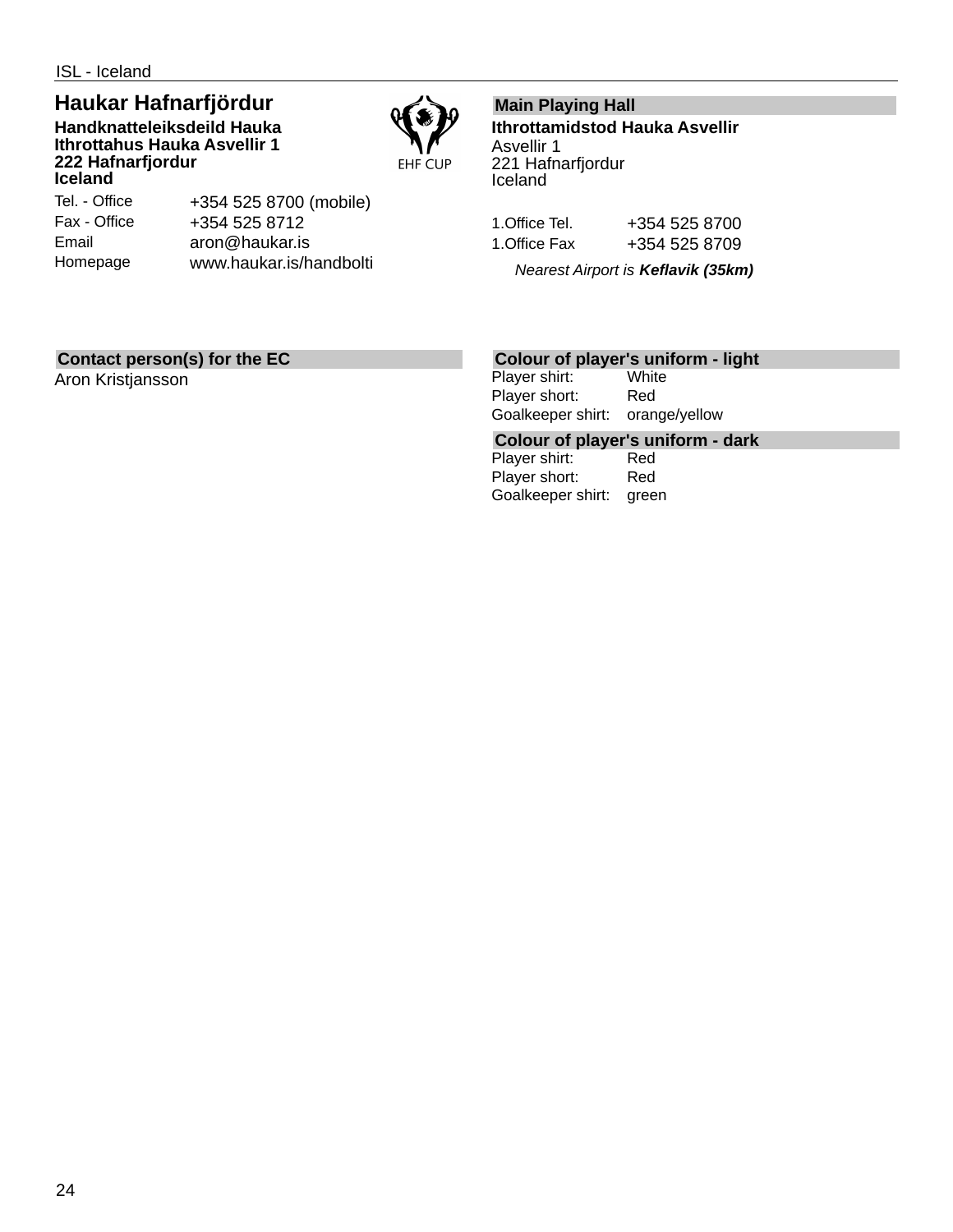ISL - Iceland

## Haukar Hafnarfjördur

**Handknatteleiksdeild Hauka**
**Ithrottahus Hauka Asvellir 1**
**222 Hafnarfjordur**
**Iceland**

| | |
|---|---|
| Tel. - Office | +354 525 8700 (mobile) |
| Fax - Office | +354 525 8712 |
| Email | aron@haukar.is |
| Homepage | www.haukar.is/handbolti |

EHF CUP

### Main Playing Hall

**Ithrottamidstod Hauka Asvellir**
Asvellir 1
221 Hafnarfjordur
Iceland

| | |
|---|---|
| 1.Office Tel. | +354 525 8700 |
| 1.Office Fax | +354 525 8709 |

*Nearest Airport is **Keflavik (35km)***

### Contact person(s) for the EC

Aron Kristjansson

### Colour of player's uniform - light

| | |
|---|---|
| Player shirt: | White |
| Player short: | Red |
| Goalkeeper shirt: | orange/yellow |

### Colour of player's uniform - dark

| | |
|---|---|
| Player shirt: | Red |
| Player short: | Red |
| Goalkeeper shirt: | green |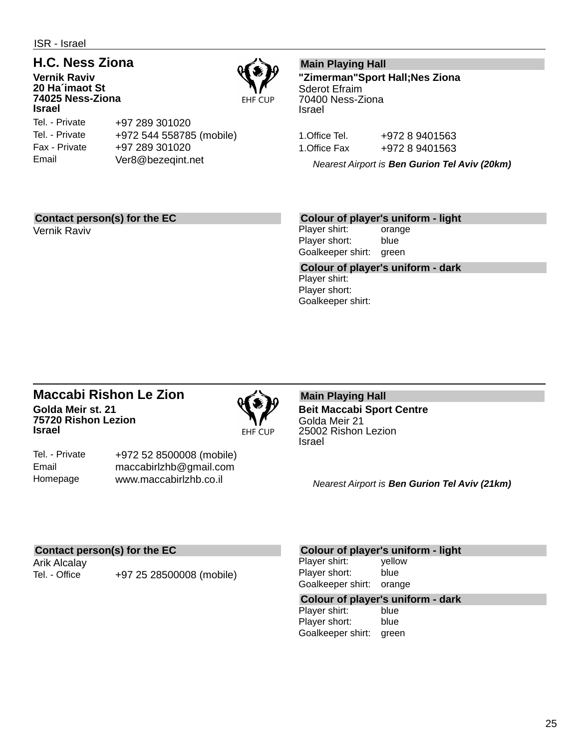ISR - Israel

## H.C. Ness Ziona

**Vernik Raviv**
**20 Ha´imaot St**
**74025 Ness-Ziona**
**Israel**

EHF CUP

| | |
|---|---|
| Tel. - Private | +97 289 301020 |
| Tel. - Private | +972 544 558785 (mobile) |
| Fax - Private | +97 289 301020 |
| Email | Ver8@bezeqint.net |

**Main Playing Hall**

**"Zimerman"Sport Hall;Nes Ziona**
Sderot Efraim
70400 Ness-Ziona
Israel

| | |
|---|---|
| 1.Office Tel. | +972 8 9401563 |
| 1.Office Fax | +972 8 9401563 |

*Nearest Airport is **Ben Gurion Tel Aviv (20km)***

**Contact person(s) for the EC**

Vernik Raviv

**Colour of player's uniform - light**

| | |
|---|---|
| Player shirt: | orange |
| Player short: | blue |
| Goalkeeper shirt: | green |

**Colour of player's uniform - dark**

| | |
|---|---|
| Player shirt: | |
| Player short: | |
| Goalkeeper shirt: | |

## Maccabi Rishon Le Zion

**Golda Meir st. 21**
**75720 Rishon Lezion**
**Israel**

EHF CUP

| | |
|---|---|
| Tel. - Private | +972 52 8500008 (mobile) |
| Email | maccabirlzhb@gmail.com |
| Homepage | www.maccabirlzhb.co.il |

**Main Playing Hall**

**Beit Maccabi Sport Centre**
Golda Meir 21
25002 Rishon Lezion
Israel

*Nearest Airport is **Ben Gurion Tel Aviv (21km)***

**Contact person(s) for the EC**

Arik Alcalay

| | |
|---|---|
| Tel. - Office | +97 25 28500008 (mobile) |

**Colour of player's uniform - light**

| | |
|---|---|
| Player shirt: | yellow |
| Player short: | blue |
| Goalkeeper shirt: | orange |

**Colour of player's uniform - dark**

| | |
|---|---|
| Player shirt: | blue |
| Player short: | blue |
| Goalkeeper shirt: | green |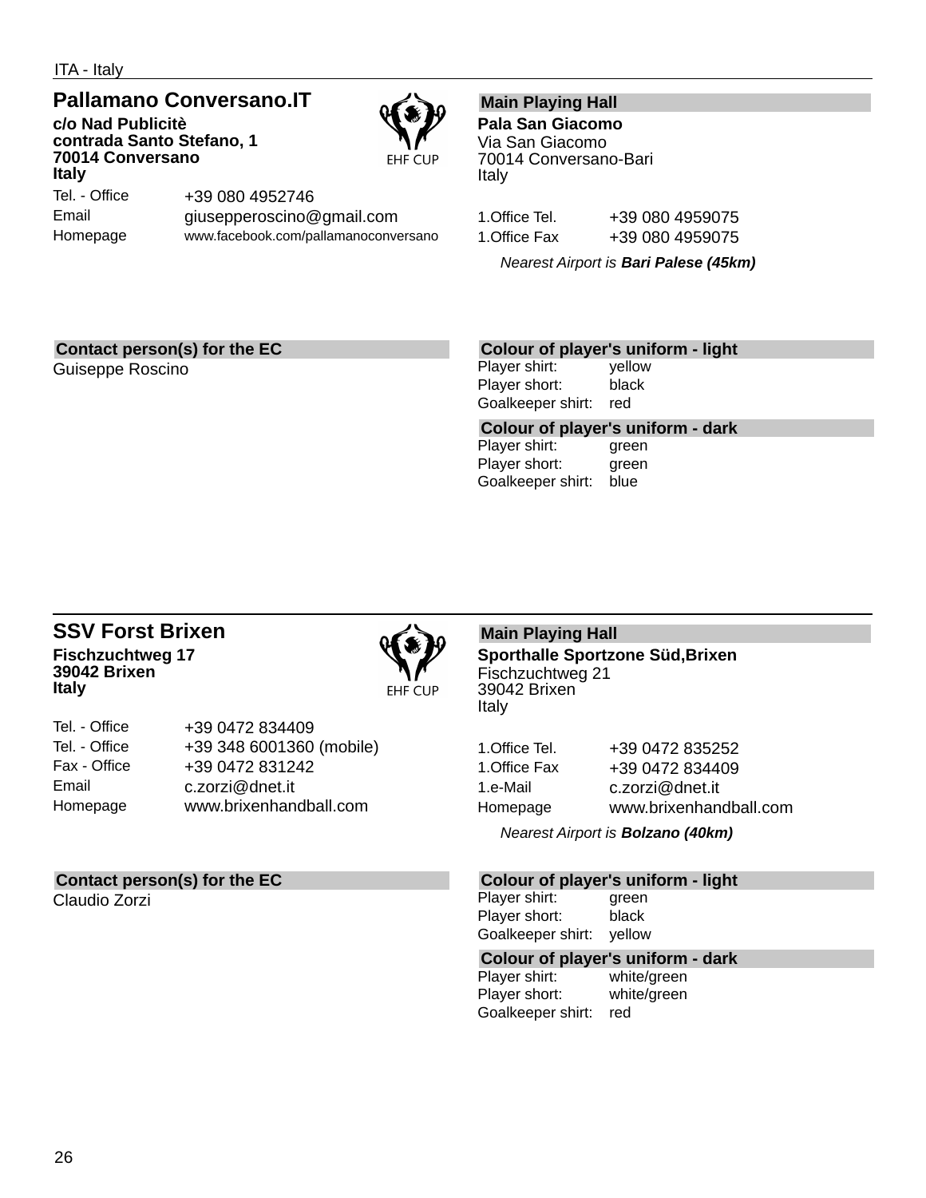ITA - Italy

## Pallamano Conversano.IT

**c/o Nad Publicitè**
**contrada Santo Stefano, 1**
**70014 Conversano**
**Italy**

EHF CUP

| | |
|---|---|
| Tel. - Office | +39 080 4952746 |
| Email | giusepperoscino@gmail.com |
| Homepage | www.facebook.com/pallamanoconversano |

### Main Playing Hall

**Pala San Giacomo**
Via San Giacomo
70014 Conversano-Bari
Italy

| | |
|---|---|
| 1.Office Tel. | +39 080 4959075 |
| 1.Office Fax | +39 080 4959075 |

*Nearest Airport is **Bari Palese (45km)***

### Contact person(s) for the EC

Guiseppe Roscino

### Colour of player's uniform - light

| | |
|---|---|
| Player shirt: | yellow |
| Player short: | black |
| Goalkeeper shirt: | red |

### Colour of player's uniform - dark

| | |
|---|---|
| Player shirt: | green |
| Player short: | green |
| Goalkeeper shirt: | blue |

## SSV Forst Brixen

**Fischzuchtweg 17**
**39042 Brixen**
**Italy**

EHF CUP

| | |
|---|---|
| Tel. - Office | +39 0472 834409 |
| Tel. - Office | +39 348 6001360 (mobile) |
| Fax - Office | +39 0472 831242 |
| Email | c.zorzi@dnet.it |
| Homepage | www.brixenhandball.com |

### Main Playing Hall

**Sporthalle Sportzone Süd,Brixen**
Fischzuchtweg 21
39042 Brixen
Italy

| | |
|---|---|
| 1.Office Tel. | +39 0472 835252 |
| 1.Office Fax | +39 0472 834409 |
| 1.e-Mail | c.zorzi@dnet.it |
| Homepage | www.brixenhandball.com |

*Nearest Airport is **Bolzano (40km)***

### Contact person(s) for the EC

Claudio Zorzi

### Colour of player's uniform - light

| | |
|---|---|
| Player shirt: | green |
| Player short: | black |
| Goalkeeper shirt: | yellow |

### Colour of player's uniform - dark

| | |
|---|---|
| Player shirt: | white/green |
| Player short: | white/green |
| Goalkeeper shirt: | red |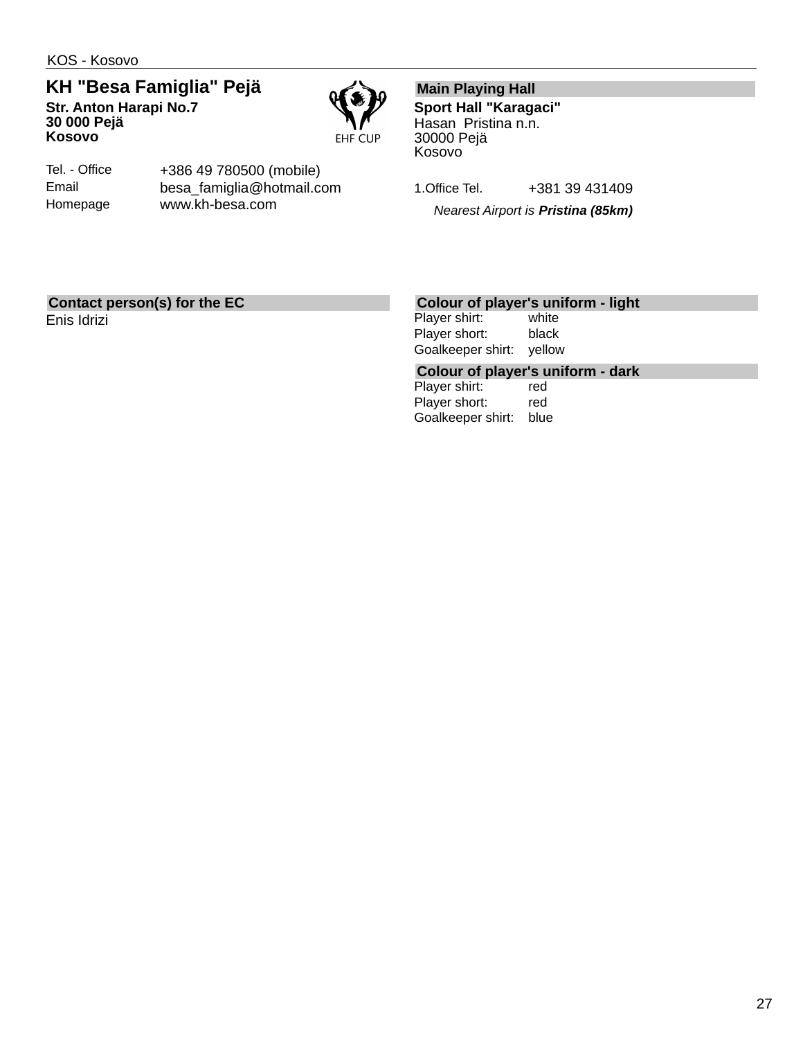KOS - Kosovo

## KH "Besa Famiglia" Pejä

**Str. Anton Harapi No.7**
**30 000 Pejä**
**Kosovo**

EHF CUP

| | |
|---|---|
| Tel. - Office | +386 49 780500 (mobile) |
| Email | besa_famiglia@hotmail.com |
| Homepage | www.kh-besa.com |

### Main Playing Hall

**Sport Hall "Karagaci"**
Hasan Pristina n.n.
30000 Pejä
Kosovo

| | |
|---|---|
| 1.Office Tel. | +381 39 431409 |

*Nearest Airport is **Pristina (85km)***

### Contact person(s) for the EC

Enis Idrizi

### Colour of player's uniform - light

| | |
|---|---|
| Player shirt: | white |
| Player short: | black |
| Goalkeeper shirt: | yellow |

### Colour of player's uniform - dark

| | |
|---|---|
| Player shirt: | red |
| Player short: | red |
| Goalkeeper shirt: | blue |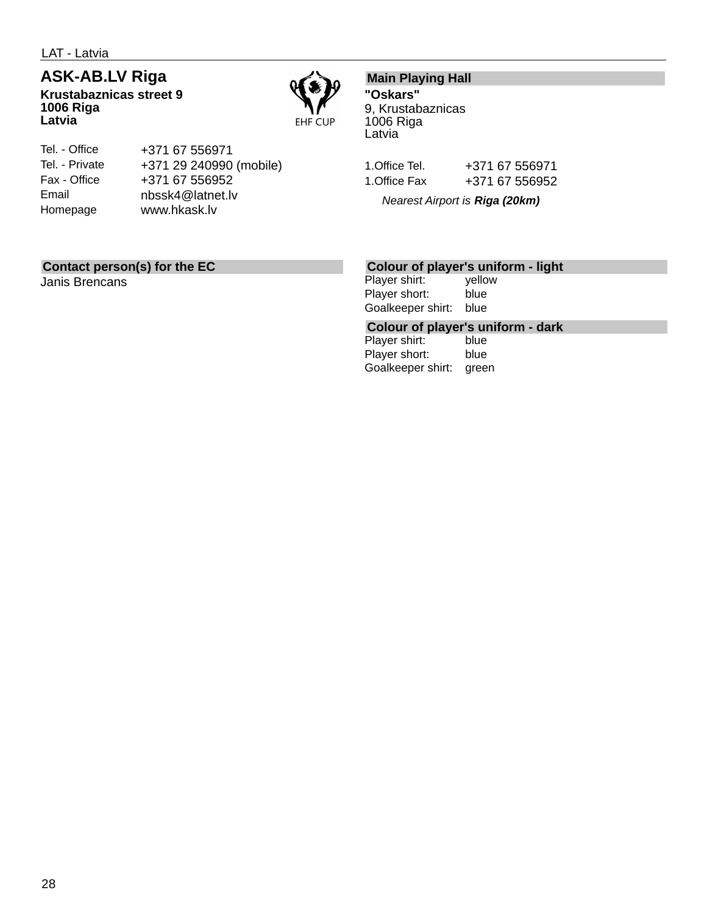LAT - Latvia

## ASK-AB.LV Riga

**Krustabaznicas street 9**
**1006 Riga**
**Latvia**

EHF CUP

| | |
|---|---|
| Tel. - Office | +371 67 556971 |
| Tel. - Private | +371 29 240990 (mobile) |
| Fax - Office | +371 67 556952 |
| Email | nbssk4@latnet.lv |
| Homepage | www.hkask.lv |

### Main Playing Hall

**"Oskars"**
9, Krustabaznicas
1006 Riga
Latvia

| | |
|---|---|
| 1.Office Tel. | +371 67 556971 |
| 1.Office Fax | +371 67 556952 |

*Nearest Airport is **Riga (20km)***

### Contact person(s) for the EC

Janis Brencans

### Colour of player's uniform - light

| | |
|---|---|
| Player shirt: | yellow |
| Player short: | blue |
| Goalkeeper shirt: | blue |

### Colour of player's uniform - dark

| | |
|---|---|
| Player shirt: | blue |
| Player short: | blue |
| Goalkeeper shirt: | green |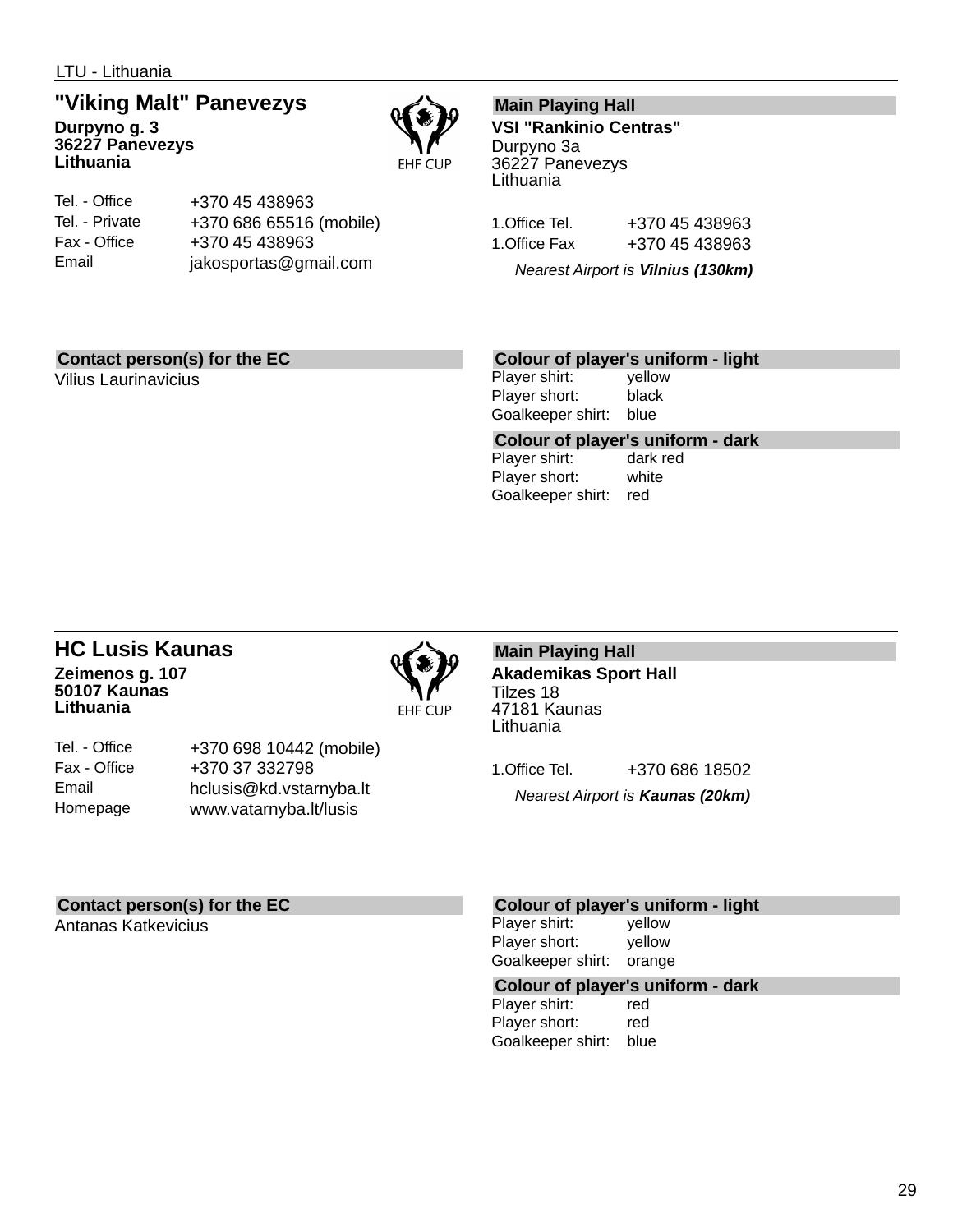LTU - Lithuania

## "Viking Malt" Panevezys

**Durpyno g. 3**
**36227 Panevezys**
**Lithuania**

EHF CUP

| | |
|---|---|
| Tel. - Office | +370 45 438963 |
| Tel. - Private | +370 686 65516 (mobile) |
| Fax - Office | +370 45 438963 |
| Email | jakosportas@gmail.com |

**Main Playing Hall**

**VSI "Rankinio Centras"**
Durpyno 3a
36227 Panevezys
Lithuania

| | |
|---|---|
| 1.Office Tel. | +370 45 438963 |
| 1.Office Fax | +370 45 438963 |

*Nearest Airport is* ***Vilnius (130km)***

**Contact person(s) for the EC**

Vilius Laurinavicius

**Colour of player's uniform - light**

| | |
|---|---|
| Player shirt: | yellow |
| Player short: | black |
| Goalkeeper shirt: | blue |

**Colour of player's uniform - dark**

| | |
|---|---|
| Player shirt: | dark red |
| Player short: | white |
| Goalkeeper shirt: | red |

## HC Lusis Kaunas

**Zeimenos g. 107**
**50107 Kaunas**
**Lithuania**

EHF CUP

| | |
|---|---|
| Tel. - Office | +370 698 10442 (mobile) |
| Fax - Office | +370 37 332798 |
| Email | hclusis@kd.vstarnyba.lt |
| Homepage | www.vatarnyba.lt/lusis |

**Main Playing Hall**

**Akademikas Sport Hall**
Tilzes 18
47181 Kaunas
Lithuania

| | |
|---|---|
| 1.Office Tel. | +370 686 18502 |

*Nearest Airport is* ***Kaunas (20km)***

**Contact person(s) for the EC**

Antanas Katkevicius

**Colour of player's uniform - light**

| | |
|---|---|
| Player shirt: | yellow |
| Player short: | yellow |
| Goalkeeper shirt: | orange |

**Colour of player's uniform - dark**

| | |
|---|---|
| Player shirt: | red |
| Player short: | red |
| Goalkeeper shirt: | blue |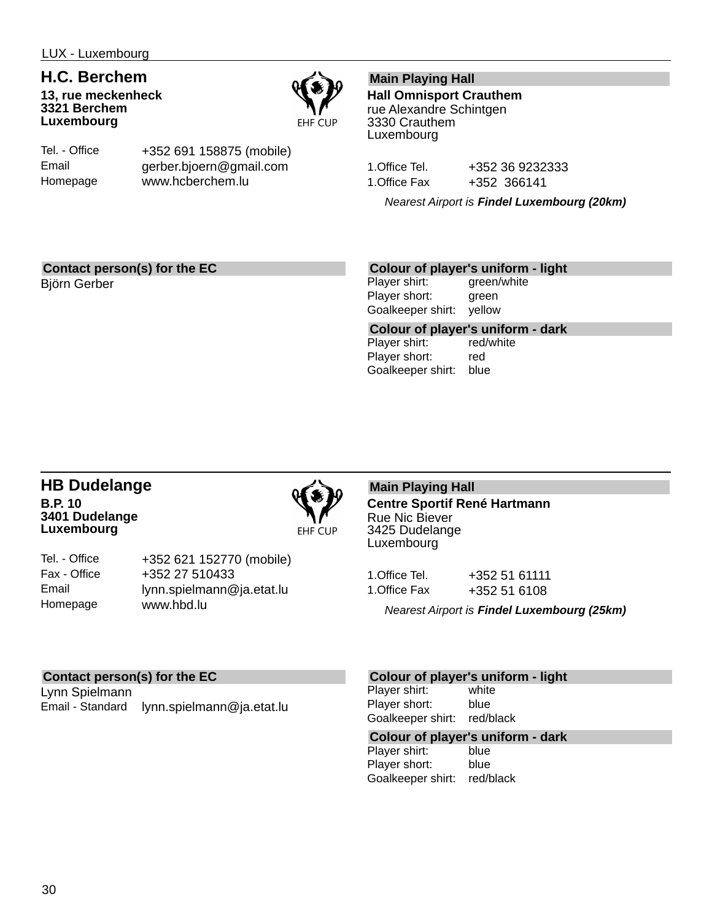LUX - Luxembourg

## H.C. Berchem

**13, rue meckenheck**
**3321 Berchem**
**Luxembourg**

EHF CUP

| | |
|---|---|
| Tel. - Office | +352 691 158875 (mobile) |
| Email | gerber.bjoern@gmail.com |
| Homepage | www.hcberchem.lu |

### Main Playing Hall

**Hall Omnisport Crauthem**
rue Alexandre Schintgen
3330 Crauthem
Luxembourg

| | |
|---|---|
| 1.Office Tel. | +352 36 9232333 |
| 1.Office Fax | +352 366141 |

*Nearest Airport is* ***Findel Luxembourg (20km)***

### Contact person(s) for the EC

Björn Gerber

### Colour of player's uniform - light

| | |
|---|---|
| Player shirt: | green/white |
| Player short: | green |
| Goalkeeper shirt: | yellow |

### Colour of player's uniform - dark

| | |
|---|---|
| Player shirt: | red/white |
| Player short: | red |
| Goalkeeper shirt: | blue |

## HB Dudelange

**B.P. 10**
**3401 Dudelange**
**Luxembourg**

EHF CUP

| | |
|---|---|
| Tel. - Office | +352 621 152770 (mobile) |
| Fax - Office | +352 27 510433 |
| Email | lynn.spielmann@ja.etat.lu |
| Homepage | www.hbd.lu |

### Main Playing Hall

**Centre Sportif René Hartmann**
Rue Nic Biever
3425 Dudelange
Luxembourg

| | |
|---|---|
| 1.Office Tel. | +352 51 61111 |
| 1.Office Fax | +352 51 6108 |

*Nearest Airport is* ***Findel Luxembourg (25km)***

### Contact person(s) for the EC

Lynn Spielmann

| | |
|---|---|
| Email - Standard | lynn.spielmann@ja.etat.lu |

### Colour of player's uniform - light

| | |
|---|---|
| Player shirt: | white |
| Player short: | blue |
| Goalkeeper shirt: | red/black |

### Colour of player's uniform - dark

| | |
|---|---|
| Player shirt: | blue |
| Player short: | blue |
| Goalkeeper shirt: | red/black |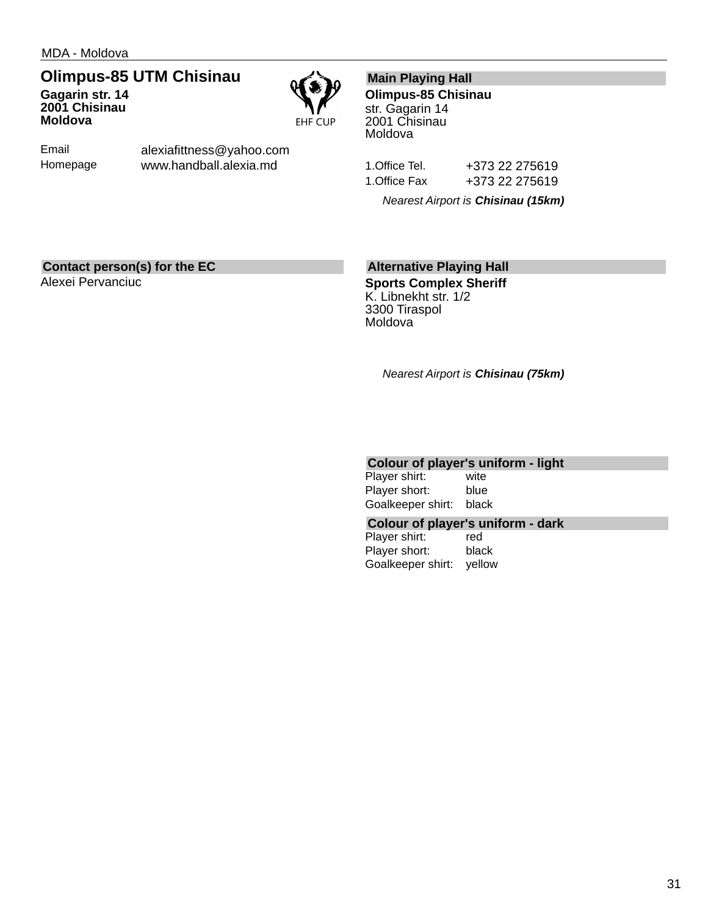MDA - Moldova

## Olimpus-85 UTM Chisinau

**Gagarin str. 14**
**2001 Chisinau**
**Moldova**

EHF CUP

| | |
|---|---|
| Email | alexiafittness@yahoo.com |
| Homepage | www.handball.alexia.md |

### Contact person(s) for the EC

Alexei Pervanciuc

### Main Playing Hall

**Olimpus-85 Chisinau**
str. Gagarin 14
2001 Chisinau
Moldova

| | |
|---|---|
| 1.Office Tel. | +373 22 275619 |
| 1.Office Fax | +373 22 275619 |

*Nearest Airport is **Chisinau (15km)***

### Alternative Playing Hall

**Sports Complex Sheriff**
K. Libnekht str. 1/2
3300 Tiraspol
Moldova

*Nearest Airport is **Chisinau (75km)***

### Colour of player's uniform - light

| | |
|---|---|
| Player shirt: | wite |
| Player short: | blue |
| Goalkeeper shirt: | black |

### Colour of player's uniform - dark

| | |
|---|---|
| Player shirt: | red |
| Player short: | black |
| Goalkeeper shirt: | yellow |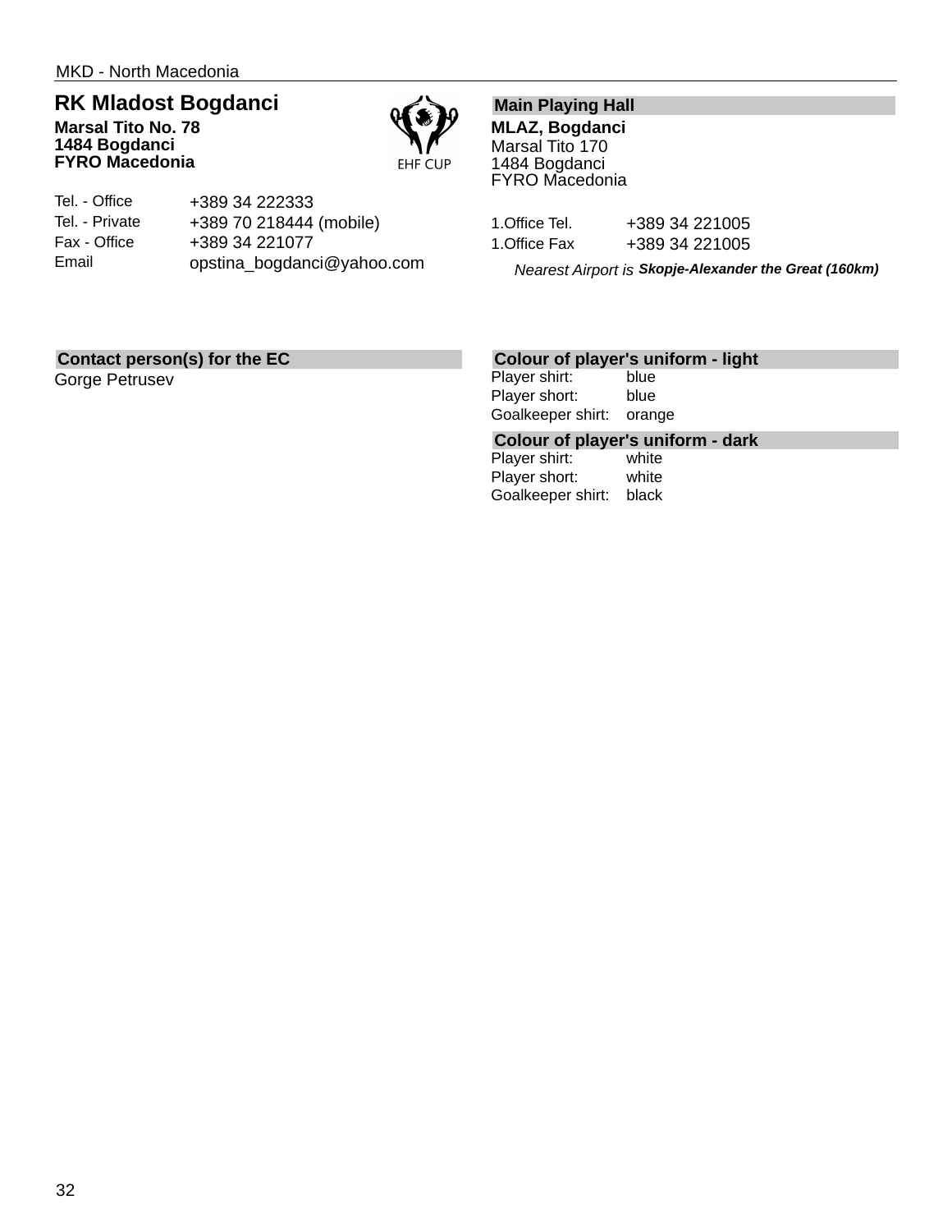MKD - North Macedonia

## RK Mladost Bogdanci

**Marsal Tito No. 78**
**1484 Bogdanci**
**FYRO Macedonia**

EHF CUP

| | |
|---|---|
| Tel. - Office | +389 34 222333 |
| Tel. - Private | +389 70 218444 (mobile) |
| Fax - Office | +389 34 221077 |
| Email | opstina_bogdanci@yahoo.com |

### Main Playing Hall

**MLAZ, Bogdanci**
Marsal Tito 170
1484 Bogdanci
FYRO Macedonia

| | |
|---|---|
| 1.Office Tel. | +389 34 221005 |
| 1.Office Fax | +389 34 221005 |

*Nearest Airport is* ***Skopje-Alexander the Great (160km)***

### Contact person(s) for the EC

Gorge Petrusev

### Colour of player's uniform - light

| | |
|---|---|
| Player shirt: | blue |
| Player short: | blue |
| Goalkeeper shirt: | orange |

### Colour of player's uniform - dark

| | |
|---|---|
| Player shirt: | white |
| Player short: | white |
| Goalkeeper shirt: | black |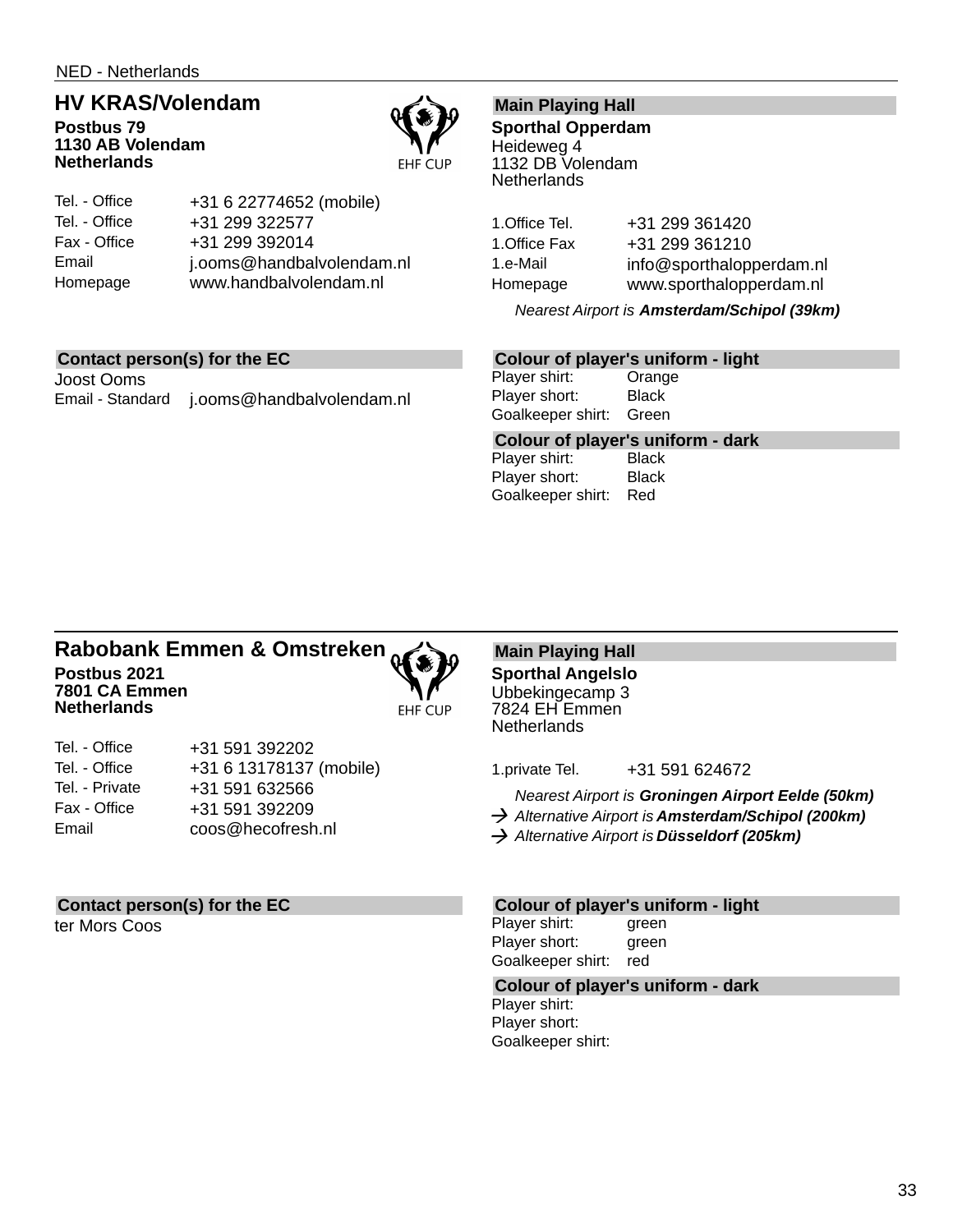NED - Netherlands

## HV KRAS/Volendam

**Postbus 79**
**1130 AB Volendam**
**Netherlands**

EHF CUP

| | |
|---|---|
| Tel. - Office | +31 6 22774652 (mobile) |
| Tel. - Office | +31 299 322577 |
| Fax - Office | +31 299 392014 |
| Email | j.ooms@handbalvolendam.nl |
| Homepage | www.handbalvolendam.nl |

### Main Playing Hall

**Sporthal Opperdam**
Heideweg 4
1132 DB Volendam
Netherlands

| | |
|---|---|
| 1.Office Tel. | +31 299 361420 |
| 1.Office Fax | +31 299 361210 |
| 1.e-Mail | info@sporthalopperdam.nl |
| Homepage | www.sporthalopperdam.nl |

*Nearest Airport is* ***Amsterdam/Schipol (39km)***

### Contact person(s) for the EC

Joost Ooms

| | |
|---|---|
| Email - Standard | j.ooms@handbalvolendam.nl |

### Colour of player's uniform - light

| | |
|---|---|
| Player shirt: | Orange |
| Player short: | Black |
| Goalkeeper shirt: | Green |

### Colour of player's uniform - dark

| | |
|---|---|
| Player shirt: | Black |
| Player short: | Black |
| Goalkeeper shirt: | Red |

---

## Rabobank Emmen & Omstreken

**Postbus 2021**
**7801 CA Emmen**
**Netherlands**

EHF CUP

| | |
|---|---|
| Tel. - Office | +31 591 392202 |
| Tel. - Office | +31 6 13178137 (mobile) |
| Tel. - Private | +31 591 632566 |
| Fax - Office | +31 591 392209 |
| Email | coos@hecofresh.nl |

### Main Playing Hall

**Sporthal Angelslo**
Ubbekingecamp 3
7824 EH Emmen
Netherlands

| | |
|---|---|
| 1.private Tel. | +31 591 624672 |

*Nearest Airport is* ***Groningen Airport Eelde (50km)***
→ *Alternative Airport is* ***Amsterdam/Schipol (200km)***
→ *Alternative Airport is* ***Düsseldorf (205km)***

### Contact person(s) for the EC

ter Mors Coos

### Colour of player's uniform - light

| | |
|---|---|
| Player shirt: | green |
| Player short: | green |
| Goalkeeper shirt: | red |

### Colour of player's uniform - dark

| | |
|---|---|
| Player shirt: | |
| Player short: | |
| Goalkeeper shirt: | |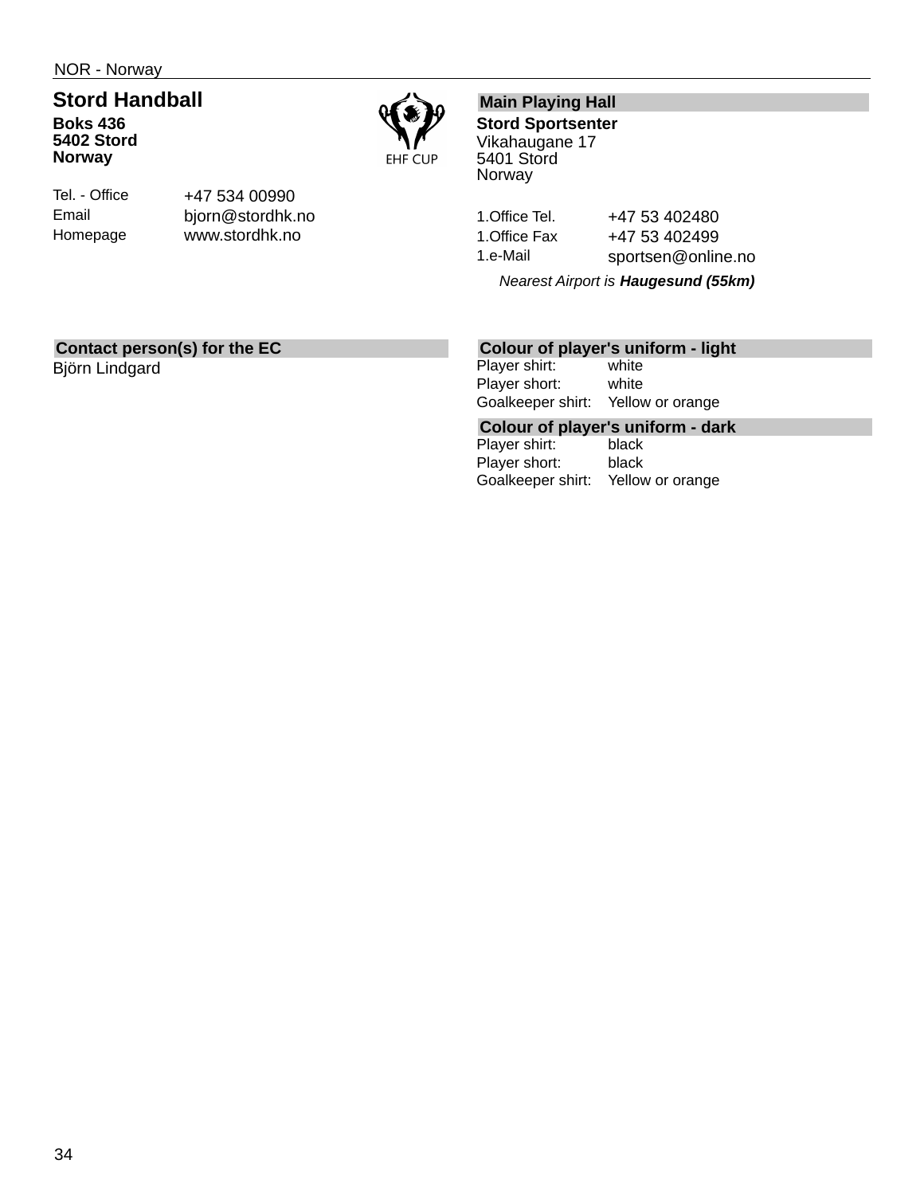NOR - Norway

# Stord Handball

**Boks 436**
**5402 Stord**
**Norway**

EHF CUP

| | |
|---|---|
| Tel. - Office | +47 534 00990 |
| Email | bjorn@stordhk.no |
| Homepage | www.stordhk.no |

## Main Playing Hall

**Stord Sportsenter**
Vikahaugane 17
5401 Stord
Norway

| | |
|---|---|
| 1.Office Tel. | +47 53 402480 |
| 1.Office Fax | +47 53 402499 |
| 1.e-Mail | sportsen@online.no |

*Nearest Airport is **Haugesund (55km)***

## Contact person(s) for the EC

Björn Lindgard

## Colour of player's uniform - light

| | |
|---|---|
| Player shirt: | white |
| Player short: | white |
| Goalkeeper shirt: | Yellow or orange |

## Colour of player's uniform - dark

| | |
|---|---|
| Player shirt: | black |
| Player short: | black |
| Goalkeeper shirt: | Yellow or orange |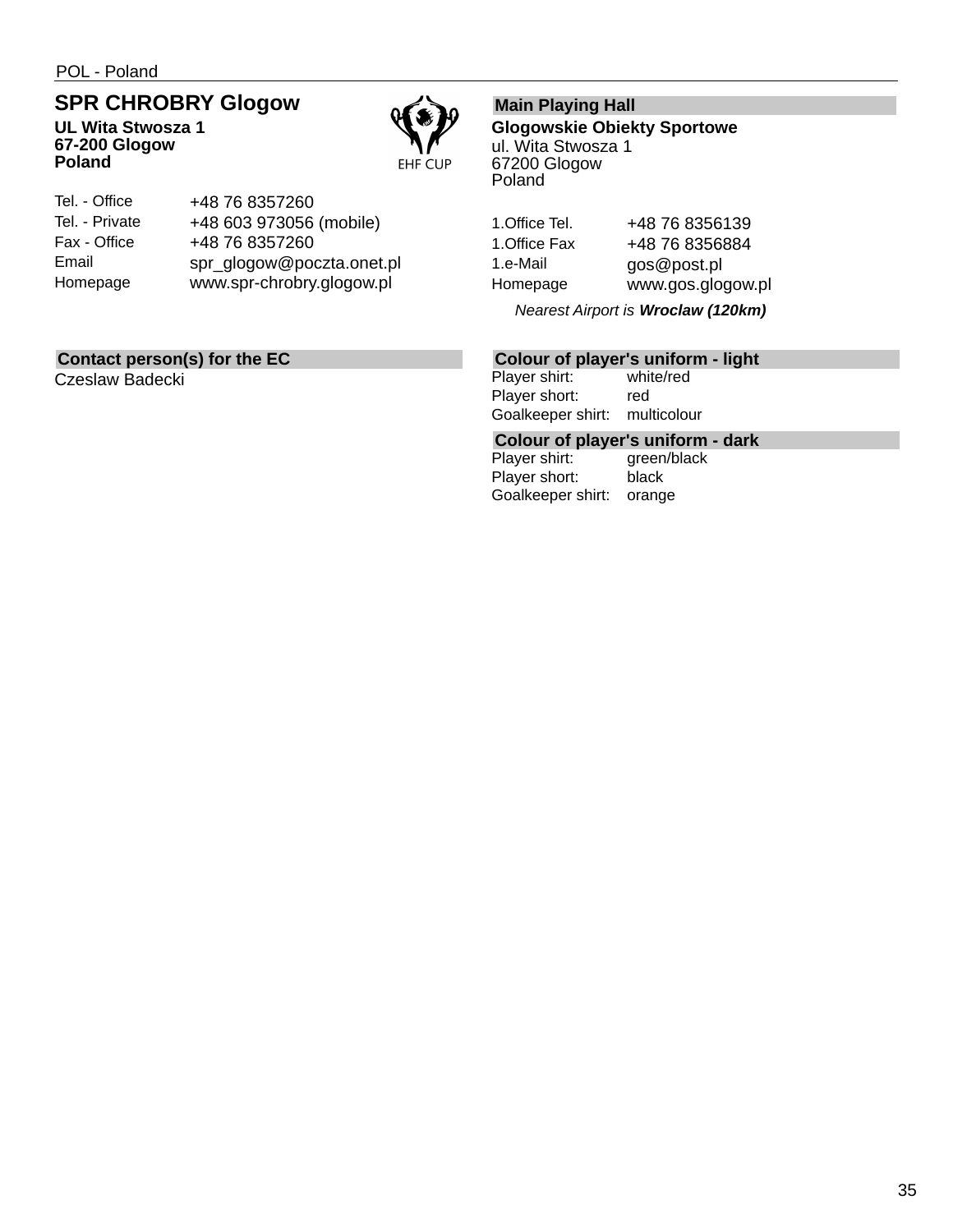POL - Poland

## SPR CHROBRY Glogow

**UL Wita Stwosza 1**
**67-200 Glogow**
**Poland**

| | |
|---|---|
| Tel. - Office | +48 76 8357260 |
| Tel. - Private | +48 603 973056 (mobile) |
| Fax - Office | +48 76 8357260 |
| Email | spr_glogow@poczta.onet.pl |
| Homepage | www.spr-chrobry.glogow.pl |

### Contact person(s) for the EC

Czeslaw Badecki

### Main Playing Hall

**Glogowskie Obiekty Sportowe**
ul. Wita Stwosza 1
67200 Glogow
Poland

| | |
|---|---|
| 1.Office Tel. | +48 76 8356139 |
| 1.Office Fax | +48 76 8356884 |
| 1.e-Mail | gos@post.pl |
| Homepage | www.gos.glogow.pl |

*Nearest Airport is* ***Wroclaw (120km)***

### Colour of player's uniform - light

| | |
|---|---|
| Player shirt: | white/red |
| Player short: | red |
| Goalkeeper shirt: | multicolour |

### Colour of player's uniform - dark

| | |
|---|---|
| Player shirt: | green/black |
| Player short: | black |
| Goalkeeper shirt: | orange |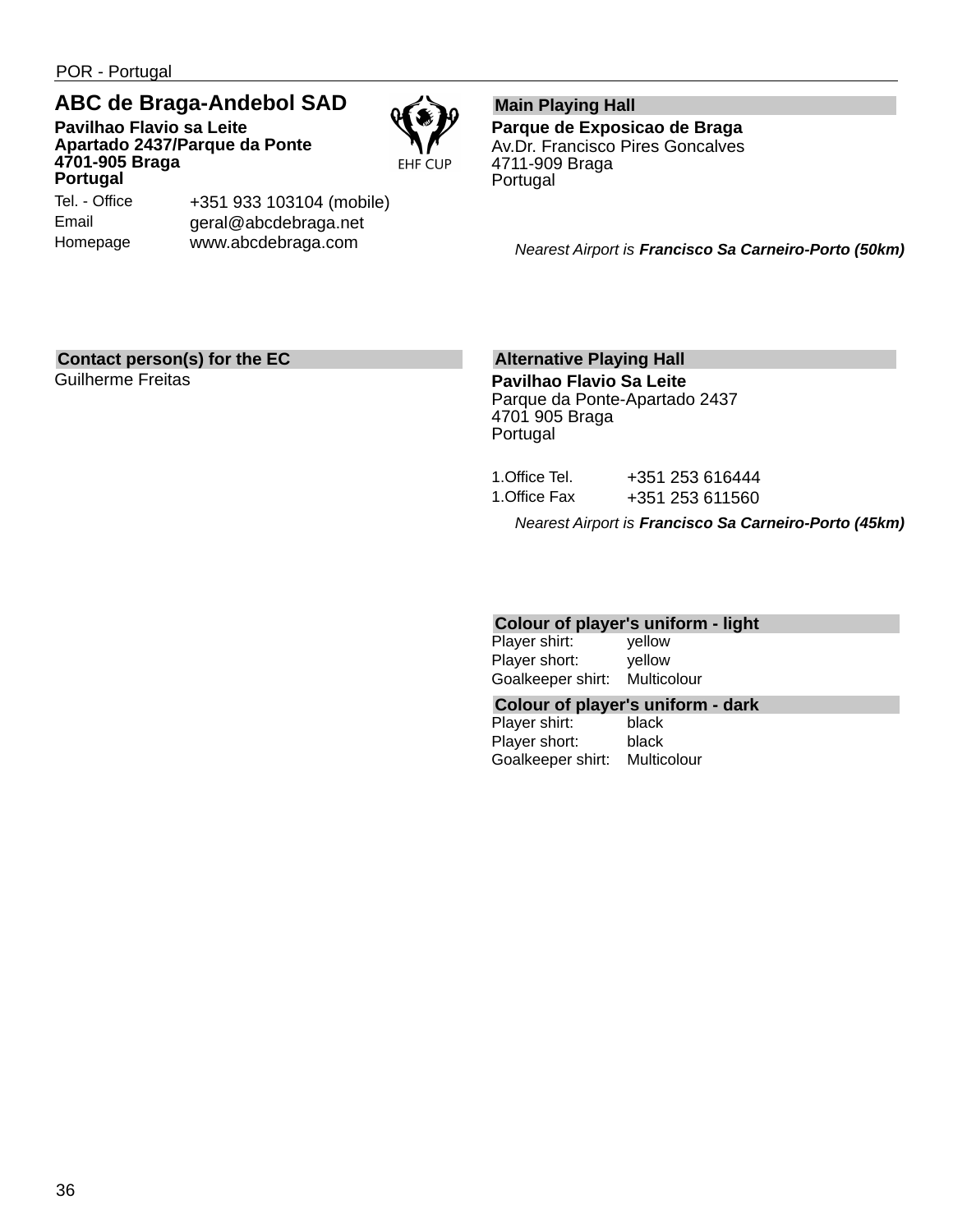POR - Portugal

## ABC de Braga-Andebol SAD

**Pavilhao Flavio sa Leite**
**Apartado 2437/Parque da Ponte**
**4701-905 Braga**
**Portugal**

| | |
|---|---|
| Tel. - Office | +351 933 103104 (mobile) |
| Email | geral@abcdebraga.net |
| Homepage | www.abcdebraga.com |

EHF CUP

### Main Playing Hall

**Parque de Exposicao de Braga**
Av.Dr. Francisco Pires Goncalves
4711-909 Braga
Portugal

*Nearest Airport is **Francisco Sa Carneiro-Porto (50km)***

### Contact person(s) for the EC

Guilherme Freitas

### Alternative Playing Hall

**Pavilhao Flavio Sa Leite**
Parque da Ponte-Apartado 2437
4701 905 Braga
Portugal

| | |
|---|---|
| 1.Office Tel. | +351 253 616444 |
| 1.Office Fax | +351 253 611560 |

*Nearest Airport is **Francisco Sa Carneiro-Porto (45km)***

### Colour of player's uniform - light

| | |
|---|---|
| Player shirt: | yellow |
| Player short: | yellow |
| Goalkeeper shirt: | Multicolour |

### Colour of player's uniform - dark

| | |
|---|---|
| Player shirt: | black |
| Player short: | black |
| Goalkeeper shirt: | Multicolour |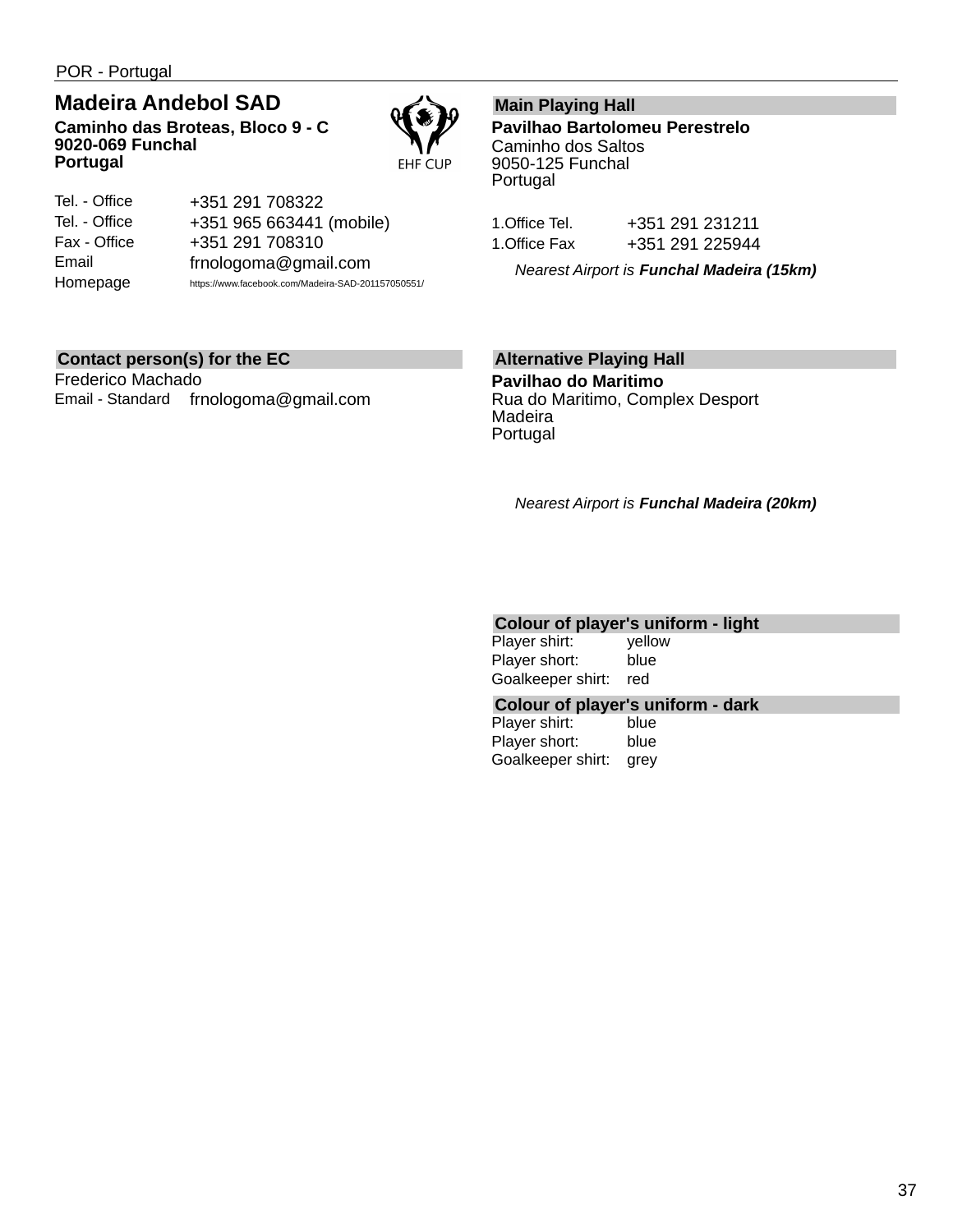POR - Portugal

## Madeira Andebol SAD

**Caminho das Broteas, Bloco 9 - C**
**9020-069 Funchal**
**Portugal**

EHF CUP

| | |
|---|---|
| Tel. - Office | +351 291 708322 |
| Tel. - Office | +351 965 663441 (mobile) |
| Fax - Office | +351 291 708310 |
| Email | frnologoma@gmail.com |
| Homepage | https://www.facebook.com/Madeira-SAD-201157050551/ |

### Contact person(s) for the EC

Frederico Machado

| | |
|---|---|
| Email - Standard | frnologoma@gmail.com |

### Main Playing Hall

**Pavilhao Bartolomeu Perestrelo**
Caminho dos Saltos
9050-125 Funchal
Portugal

| | |
|---|---|
| 1.Office Tel. | +351 291 231211 |
| 1.Office Fax | +351 291 225944 |

*Nearest Airport is **Funchal Madeira (15km)***

### Alternative Playing Hall

**Pavilhao do Maritimo**
Rua do Maritimo, Complex Desport
Madeira
Portugal

*Nearest Airport is **Funchal Madeira (20km)***

### Colour of player's uniform - light

| | |
|---|---|
| Player shirt: | yellow |
| Player short: | blue |
| Goalkeeper shirt: | red |

### Colour of player's uniform - dark

| | |
|---|---|
| Player shirt: | blue |
| Player short: | blue |
| Goalkeeper shirt: | grey |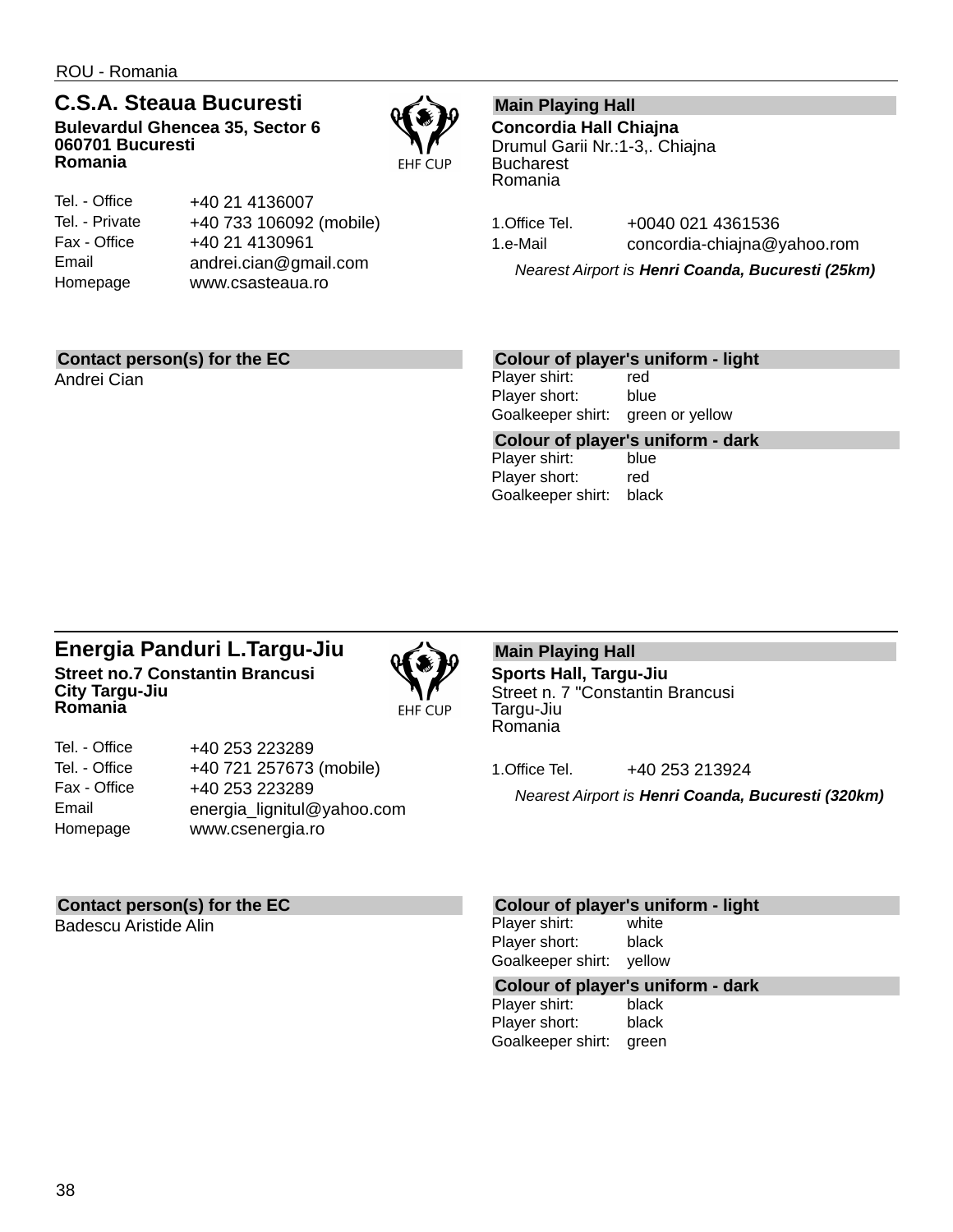ROU - Romania

## C.S.A. Steaua Bucuresti

**Bulevardul Ghencea 35, Sector 6**
**060701 Bucuresti**
**Romania**

EHF CUP

| | |
|---|---|
| Tel. - Office | +40 21 4136007 |
| Tel. - Private | +40 733 106092 (mobile) |
| Fax - Office | +40 21 4130961 |
| Email | andrei.cian@gmail.com |
| Homepage | www.csasteaua.ro |

### Main Playing Hall

**Concordia Hall Chiajna**
Drumul Garii Nr.:1-3,. Chiajna
Bucharest
Romania

| | |
|---|---|
| 1.Office Tel. | +0040 021 4361536 |
| 1.e-Mail | concordia-chiajna@yahoo.rom |

*Nearest Airport is **Henri Coanda, Bucuresti (25km)***

### Contact person(s) for the EC

Andrei Cian

### Colour of player's uniform - light

| | |
|---|---|
| Player shirt: | red |
| Player short: | blue |
| Goalkeeper shirt: | green or yellow |

### Colour of player's uniform - dark

| | |
|---|---|
| Player shirt: | blue |
| Player short: | red |
| Goalkeeper shirt: | black |

## Energia Panduri L.Targu-Jiu

**Street no.7 Constantin Brancusi**
**City Targu-Jiu**
**Romania**

EHF CUP

| | |
|---|---|
| Tel. - Office | +40 253 223289 |
| Tel. - Office | +40 721 257673 (mobile) |
| Fax - Office | +40 253 223289 |
| Email | energia_lignitul@yahoo.com |
| Homepage | www.csenergia.ro |

### Main Playing Hall

**Sports Hall, Targu-Jiu**
Street n. 7 "Constantin Brancusi
Targu-Jiu
Romania

| | |
|---|---|
| 1.Office Tel. | +40 253 213924 |

*Nearest Airport is **Henri Coanda, Bucuresti (320km)***

### Contact person(s) for the EC

Badescu Aristide Alin

### Colour of player's uniform - light

| | |
|---|---|
| Player shirt: | white |
| Player short: | black |
| Goalkeeper shirt: | yellow |

### Colour of player's uniform - dark

| | |
|---|---|
| Player shirt: | black |
| Player short: | black |
| Goalkeeper shirt: | green |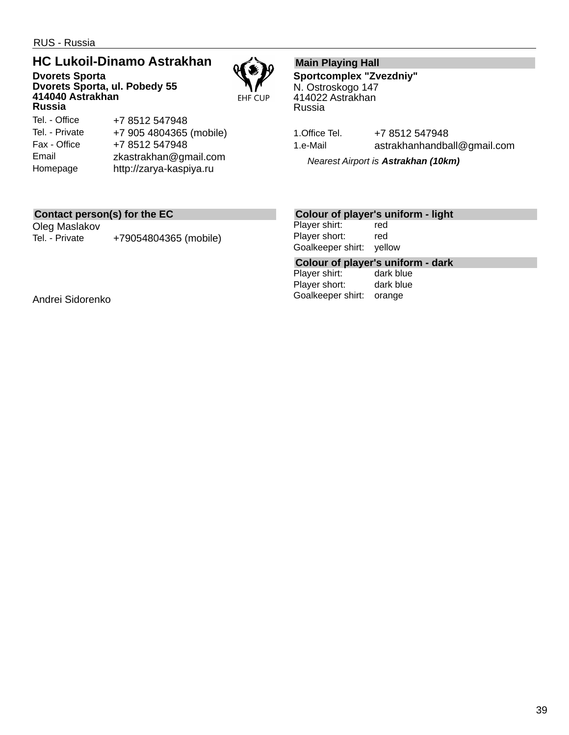RUS - Russia

## HC Lukoil-Dinamo Astrakhan

**Dvorets Sporta**
**Dvorets Sporta, ul. Pobedy 55**
**414040 Astrakhan**
**Russia**

| | |
|---|---|
| Tel. - Office | +7 8512 547948 |
| Tel. - Private | +7 905 4804365 (mobile) |
| Fax - Office | +7 8512 547948 |
| Email | zkastrakhan@gmail.com |
| Homepage | http://zarya-kaspiya.ru |

EHF CUP

### Main Playing Hall

**Sportcomplex "Zvezdniy"**
N. Ostroskogo 147
414022 Astrakhan
Russia

| | |
|---|---|
| 1.Office Tel. | +7 8512 547948 |
| 1.e-Mail | astrakhanhandball@gmail.com |

*Nearest Airport is **Astrakhan (10km)***

### Contact person(s) for the EC

Oleg Maslakov

| | |
|---|---|
| Tel. - Private | +79054804365 (mobile) |

Andrei Sidorenko

### Colour of player's uniform - light

| | |
|---|---|
| Player shirt: | red |
| Player short: | red |
| Goalkeeper shirt: | yellow |

### Colour of player's uniform - dark

| | |
|---|---|
| Player shirt: | dark blue |
| Player short: | dark blue |
| Goalkeeper shirt: | orange |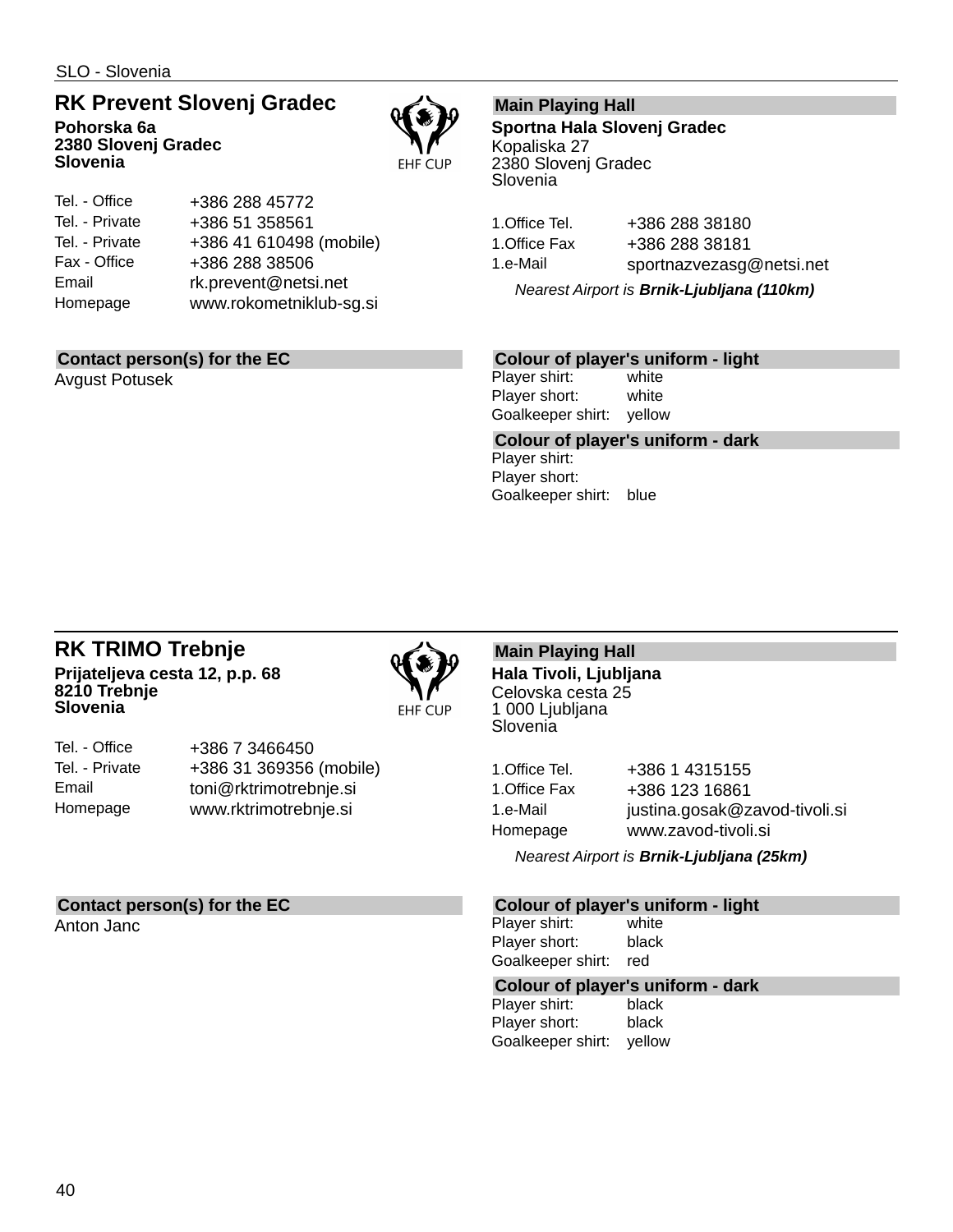## RK Prevent Slovenj Gradec

**Pohorska 6a**
**2380 Slovenj Gradec**
**Slovenia**

EHF CUP

| | |
|---|---|
| Tel. - Office | +386 288 45772 |
| Tel. - Private | +386 51 358561 |
| Tel. - Private | +386 41 610498 (mobile) |
| Fax - Office | +386 288 38506 |
| Email | rk.prevent@netsi.net |
| Homepage | www.rokometniklub-sg.si |

### Main Playing Hall

**Sportna Hala Slovenj Gradec**
Kopaliska 27
2380 Slovenj Gradec
Slovenia

| | |
|---|---|
| 1.Office Tel. | +386 288 38180 |
| 1.Office Fax | +386 288 38181 |
| 1.e-Mail | sportnazvezasg@netsi.net |

*Nearest Airport is **Brnik-Ljubljana (110km)***

### Contact person(s) for the EC

Avgust Potusek

### Colour of player's uniform - light

| | |
|---|---|
| Player shirt: | white |
| Player short: | white |
| Goalkeeper shirt: | yellow |

### Colour of player's uniform - dark

| | |
|---|---|
| Player shirt: | |
| Player short: | |
| Goalkeeper shirt: | blue |

## RK TRIMO Trebnje

**Prijateljeva cesta 12, p.p. 68**
**8210 Trebnje**
**Slovenia**

EHF CUP

| | |
|---|---|
| Tel. - Office | +386 7 3466450 |
| Tel. - Private | +386 31 369356 (mobile) |
| Email | toni@rktrimotrebnje.si |
| Homepage | www.rktrimotrebnje.si |

### Main Playing Hall

**Hala Tivoli, Ljubljana**
Celovska cesta 25
1 000 Ljubljana
Slovenia

| | |
|---|---|
| 1.Office Tel. | +386 1 4315155 |
| 1.Office Fax | +386 123 16861 |
| 1.e-Mail | justina.gosak@zavod-tivoli.si |
| Homepage | www.zavod-tivoli.si |

*Nearest Airport is **Brnik-Ljubljana (25km)***

### Contact person(s) for the EC

Anton Janc

### Colour of player's uniform - light

| | |
|---|---|
| Player shirt: | white |
| Player short: | black |
| Goalkeeper shirt: | red |

### Colour of player's uniform - dark

| | |
|---|---|
| Player shirt: | black |
| Player short: | black |
| Goalkeeper shirt: | yellow |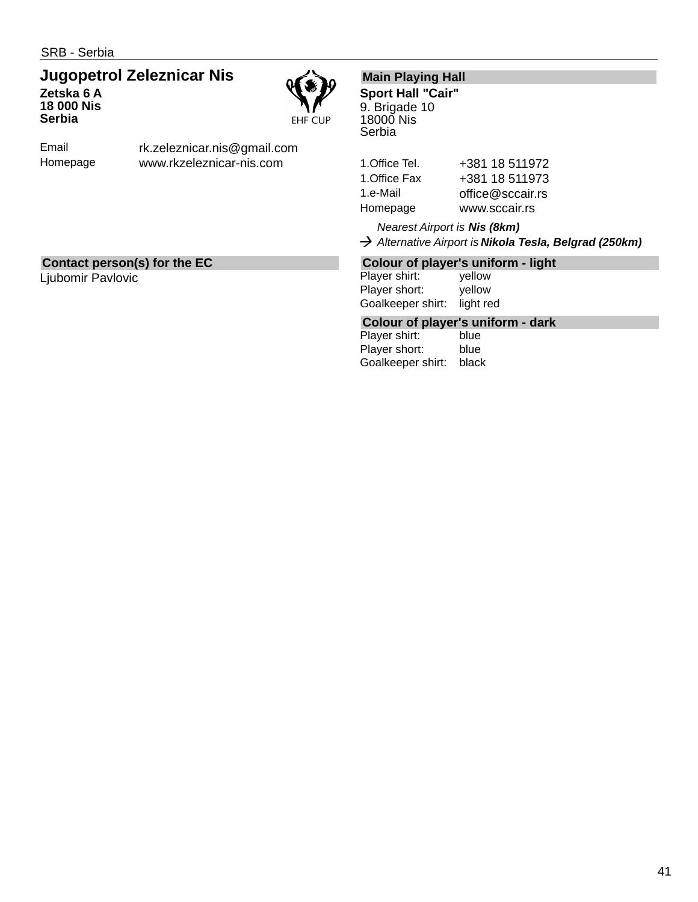SRB - Serbia

# Jugopetrol Zeleznicar Nis

**Zetska 6 A**
**18 000 Nis**
**Serbia**

EHF CUP

| | |
|---|---|
| Email | rk.zeleznicar.nis@gmail.com |
| Homepage | www.rkzeleznicar-nis.com |

## Main Playing Hall

**Sport Hall "Cair"**
9. Brigade 10
18000 Nis
Serbia

| | |
|---|---|
| 1.Office Tel. | +381 18 511972 |
| 1.Office Fax | +381 18 511973 |
| 1.e-Mail | office@sccair.rs |
| Homepage | www.sccair.rs |

*Nearest Airport is* ***Nis (8km)***

→ *Alternative Airport is* ***Nikola Tesla, Belgrad (250km)***

## Contact person(s) for the EC

Ljubomir Pavlovic

## Colour of player's uniform - light

| | |
|---|---|
| Player shirt: | yellow |
| Player short: | yellow |
| Goalkeeper shirt: | light red |

## Colour of player's uniform - dark

| | |
|---|---|
| Player shirt: | blue |
| Player short: | blue |
| Goalkeeper shirt: | black |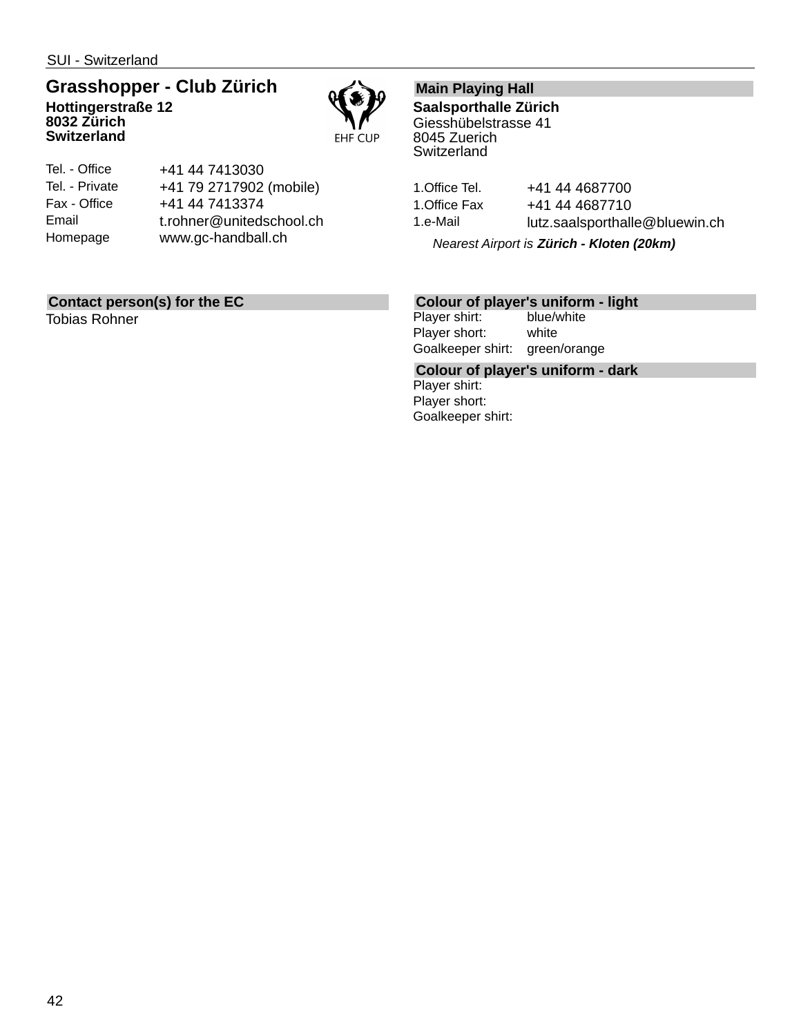SUI - Switzerland

## Grasshopper - Club Zürich

**Hottingerstraße 12**
**8032 Zürich**
**Switzerland**

EHF CUP

| | |
|---|---|
| Tel. - Office | +41 44 7413030 |
| Tel. - Private | +41 79 2717902 (mobile) |
| Fax - Office | +41 44 7413374 |
| Email | t.rohner@unitedschool.ch |
| Homepage | www.gc-handball.ch |

### Main Playing Hall

**Saalsporthalle Zürich**
Giesshübelstrasse 41
8045 Zuerich
Switzerland

| | |
|---|---|
| 1.Office Tel. | +41 44 4687700 |
| 1.Office Fax | +41 44 4687710 |
| 1.e-Mail | lutz.saalsporthalle@bluewin.ch |

*Nearest Airport is **Zürich - Kloten (20km)***

### Contact person(s) for the EC

Tobias Rohner

### Colour of player's uniform - light

| | |
|---|---|
| Player shirt: | blue/white |
| Player short: | white |
| Goalkeeper shirt: | green/orange |

### Colour of player's uniform - dark

| | |
|---|---|
| Player shirt: | |
| Player short: | |
| Goalkeeper shirt: | |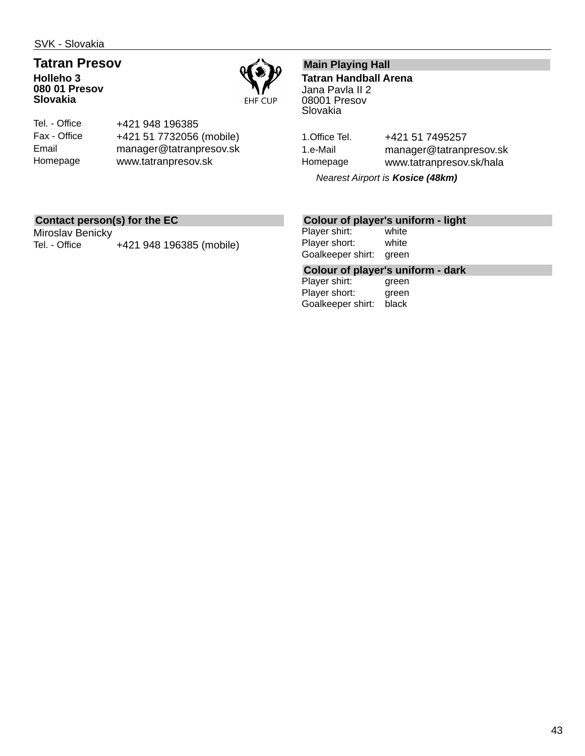SVK - Slovakia

## Tatran Presov

**Holleho 3**
**080 01 Presov**
**Slovakia**

EHF CUP

| | |
|---|---|
| Tel. - Office | +421 948 196385 |
| Fax - Office | +421 51 7732056 (mobile) |
| Email | manager@tatranpresov.sk |
| Homepage | www.tatranpresov.sk |

### Main Playing Hall

**Tatran Handball Arena**
Jana Pavla II 2
08001 Presov
Slovakia

| | |
|---|---|
| 1.Office Tel. | +421 51 7495257 |
| 1.e-Mail | manager@tatranpresov.sk |
| Homepage | www.tatranpresov.sk/hala |

*Nearest Airport is* ***Kosice (48km)***

### Contact person(s) for the EC

Miroslav Benicky

| | |
|---|---|
| Tel. - Office | +421 948 196385 (mobile) |

### Colour of player's uniform - light

| | |
|---|---|
| Player shirt: | white |
| Player short: | white |
| Goalkeeper shirt: | green |

### Colour of player's uniform - dark

| | |
|---|---|
| Player shirt: | green |
| Player short: | green |
| Goalkeeper shirt: | black |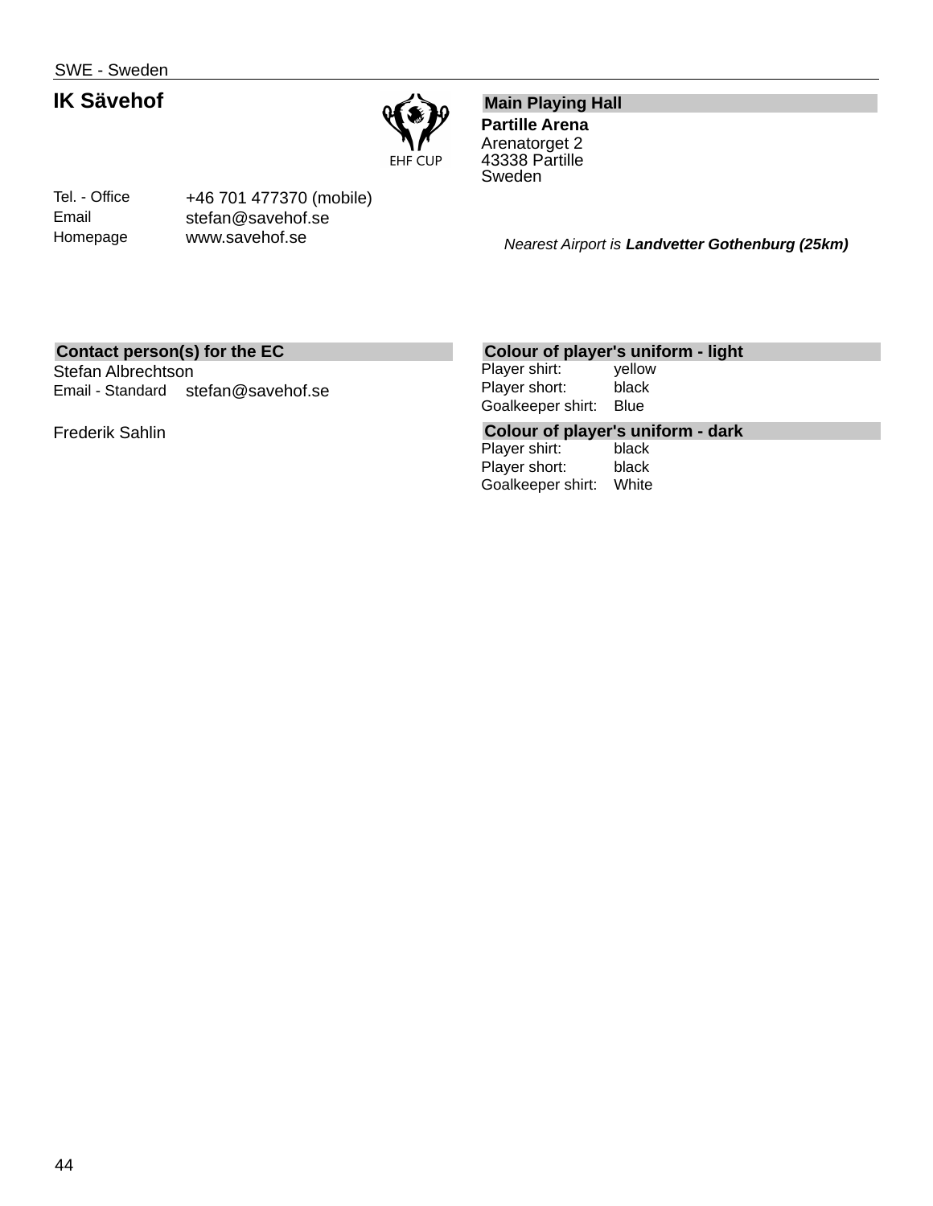SWE - Sweden

# IK Sävehof

EHF CUP

## Main Playing Hall

**Partille Arena**
Arenatorget 2
43338 Partille
Sweden

| | |
|---|---|
| Tel. - Office | +46 701 477370 (mobile) |
| Email | stefan@savehof.se |
| Homepage | www.savehof.se |

*Nearest Airport is **Landvetter Gothenburg (25km)***

## Contact person(s) for the EC

Stefan Albrechtson
Email - Standard stefan@savehof.se

Frederik Sahlin

## Colour of player's uniform - light

| | |
|---|---|
| Player shirt: | yellow |
| Player short: | black |
| Goalkeeper shirt: | Blue |

## Colour of player's uniform - dark

| | |
|---|---|
| Player shirt: | black |
| Player short: | black |
| Goalkeeper shirt: | White |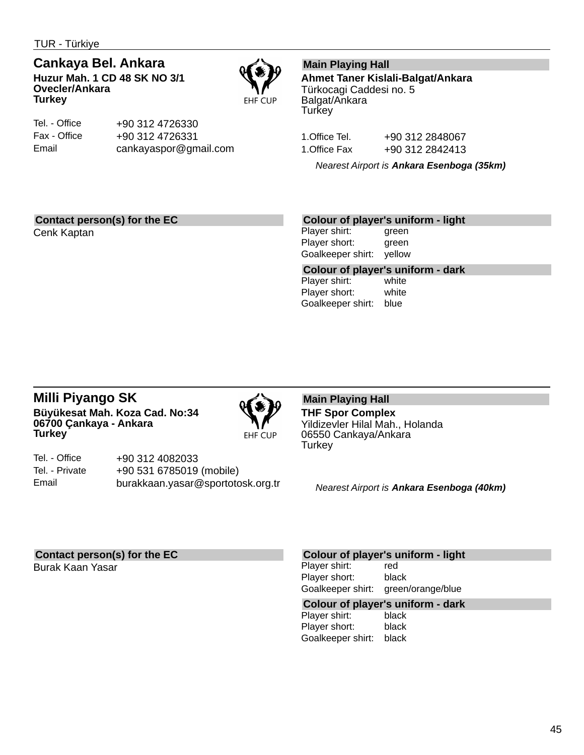TUR - Türkiye

## Cankaya Bel. Ankara

**Huzur Mah. 1 CD 48 SK NO 3/1**
**Ovecler/Ankara**
**Turkey**

EHF CUP

| | |
|---|---|
| Tel. - Office | +90 312 4726330 |
| Fax - Office | +90 312 4726331 |
| Email | cankayaspor@gmail.com |

### Main Playing Hall

**Ahmet Taner Kislali-Balgat/Ankara**
Türkocagi Caddesi no. 5
Balgat/Ankara
Turkey

| | |
|---|---|
| 1.Office Tel. | +90 312 2848067 |
| 1.Office Fax | +90 312 2842413 |

*Nearest Airport is **Ankara Esenboga (35km)***

### Contact person(s) for the EC

Cenk Kaptan

### Colour of player's uniform - light

| | |
|---|---|
| Player shirt: | green |
| Player short: | green |
| Goalkeeper shirt: | yellow |

### Colour of player's uniform - dark

| | |
|---|---|
| Player shirt: | white |
| Player short: | white |
| Goalkeeper shirt: | blue |

## Milli Piyango SK

**Büyükesat Mah. Koza Cad. No:34**
**06700 Çankaya - Ankara**
**Turkey**

EHF CUP

| | |
|---|---|
| Tel. - Office | +90 312 4082033 |
| Tel. - Private | +90 531 6785019 (mobile) |
| Email | burakkaan.yasar@sportotosk.org.tr |

### Main Playing Hall

**THF Spor Complex**
Yildizevler Hilal Mah., Holanda
06550 Cankaya/Ankara
Turkey

*Nearest Airport is **Ankara Esenboga (40km)***

### Contact person(s) for the EC

Burak Kaan Yasar

### Colour of player's uniform - light

| | |
|---|---|
| Player shirt: | red |
| Player short: | black |
| Goalkeeper shirt: | green/orange/blue |

### Colour of player's uniform - dark

| | |
|---|---|
| Player shirt: | black |
| Player short: | black |
| Goalkeeper shirt: | black |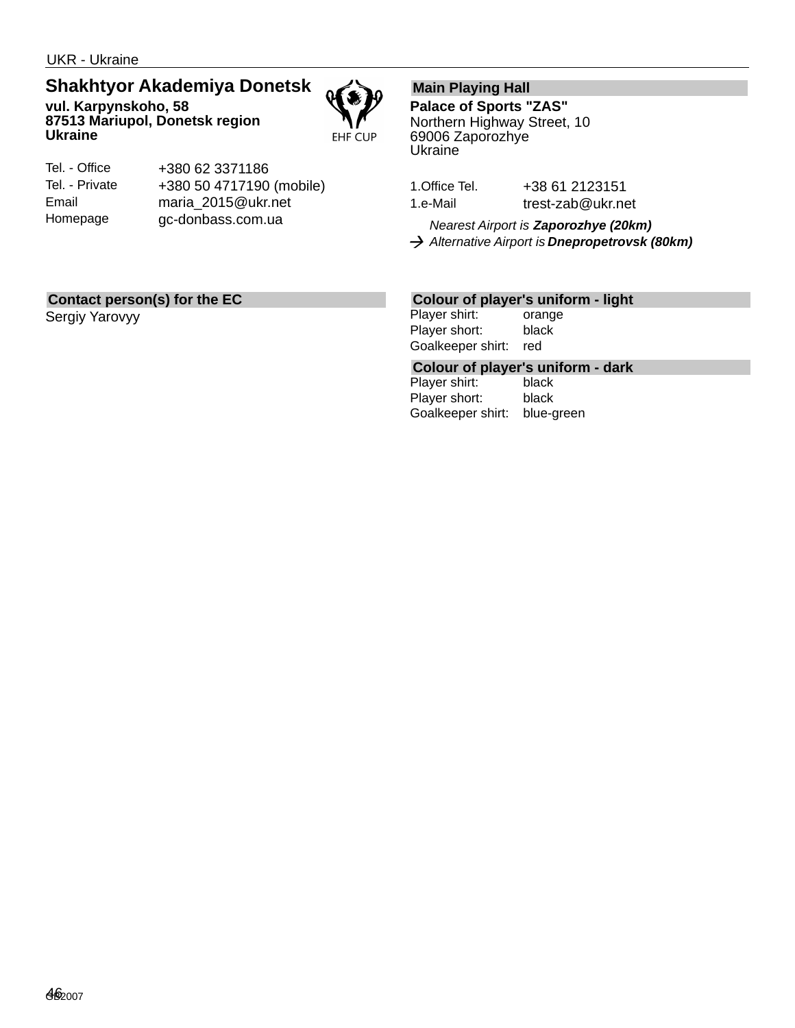UKR - Ukraine

## Shakhtyor Akademiya Donetsk

**vul. Karpynskoho, 58**
**87513 Mariupol, Donetsk region**
**Ukraine**

EHF CUP

| | |
|---|---|
| Tel. - Office | +380 62 3371186 |
| Tel. - Private | +380 50 4717190 (mobile) |
| Email | maria_2015@ukr.net |
| Homepage | gc-donbass.com.ua |

### Main Playing Hall

**Palace of Sports "ZAS"**
Northern Highway Street, 10
69006 Zaporozhye
Ukraine

| | |
|---|---|
| 1.Office Tel. | +38 61 2123151 |
| 1.e-Mail | trest-zab@ukr.net |

*Nearest Airport is* ***Zaporozhye (20km)***
→ *Alternative Airport is* ***Dnepropetrovsk (80km)***

### Contact person(s) for the EC

Sergiy Yarovyy

### Colour of player's uniform - light

| | |
|---|---|
| Player shirt: | orange |
| Player short: | black |
| Goalkeeper shirt: | red |

### Colour of player's uniform - dark

| | |
|---|---|
| Player shirt: | black |
| Player short: | black |
| Goalkeeper shirt: | blue-green |